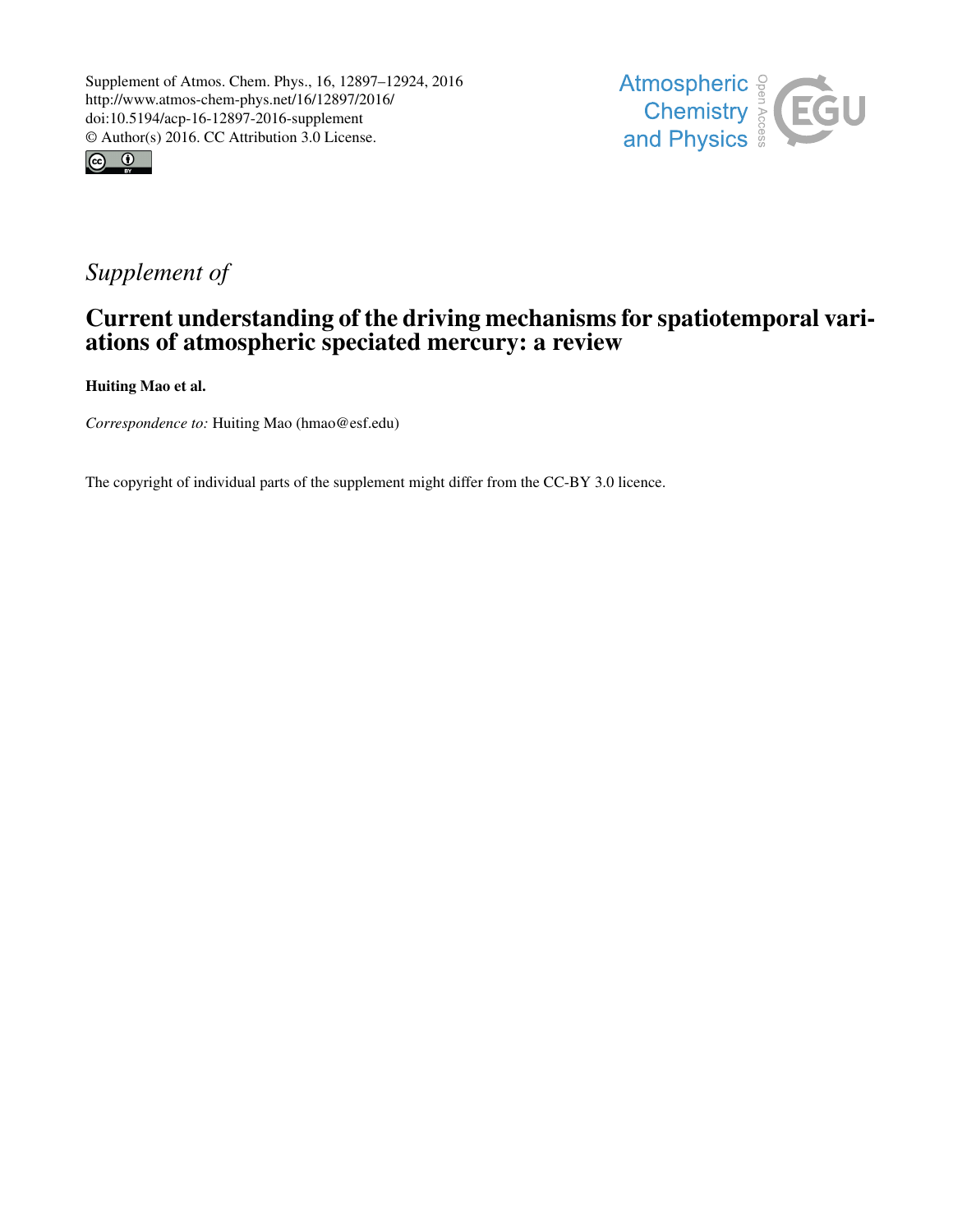Supplement of Atmos. Chem. Phys., 16, 12897–12924, 2016
http://www.atmos-chem-phys.net/16/12897/2016/
doi:10.5194/acp-16-12897-2016-supplement
© Author(s) 2016. CC Attribution 3.0 License.

*Supplement of*

# Current understanding of the driving mechanisms for spatiotemporal variations of atmospheric speciated mercury: a review

**Huiting Mao et al.**

*Correspondence to:* Huiting Mao (hmao@esf.edu)

The copyright of individual parts of the supplement might differ from the CC-BY 3.0 licence.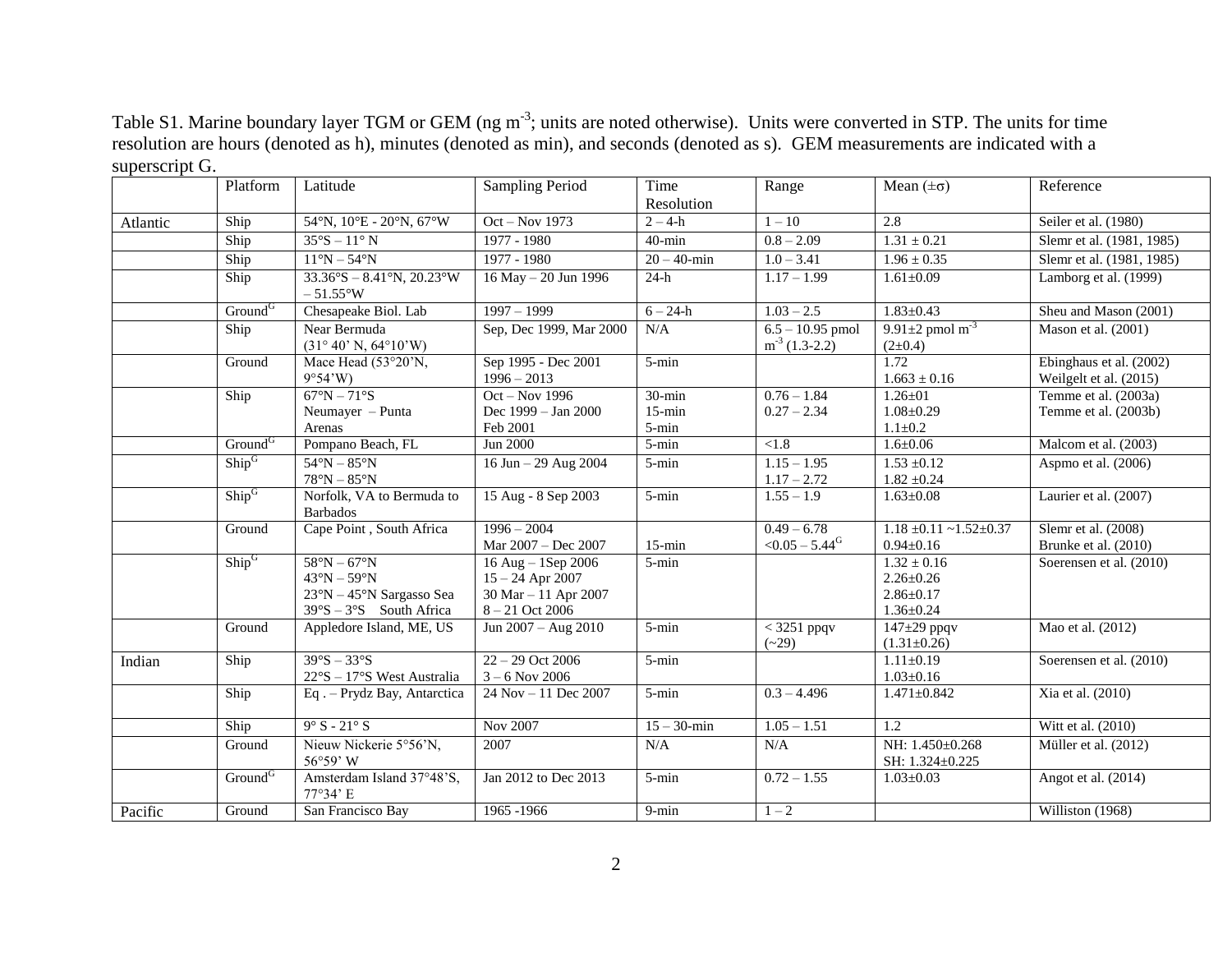Table S1. Marine boundary layer TGM or GEM (ng $m^{-3}$; units are noted otherwise). Units were converted in STP. The units for time resolution are hours (denoted as h), minutes (denoted as min), and seconds (denoted as s). GEM measurements are indicated with a superscript G.

| | Platform | Latitude | Sampling Period | Time Resolution | Range | Mean (±σ) | Reference |
|---|---|---|---|---|---|---|---|
| Atlantic | Ship | 54°N, 10°E - 20°N, 67°W | Oct – Nov 1973 | 2 – 4-h | 1 – 10 | 2.8 | Seiler et al. (1980) |
| | Ship | 35°S – 11° N | 1977 - 1980 | 40-min | 0.8 – 2.09 | 1.31 ± 0.21 | Slemr et al. (1981, 1985) |
| | Ship | 11°N – 54°N | 1977 - 1980 | 20 – 40-min | 1.0 – 3.41 | 1.96 ± 0.35 | Slemr et al. (1981, 1985) |
| | Ship | 33.36°S – 8.41°N, 20.23°W – 51.55°W | 16 May – 20 Jun 1996 | 24-h | 1.17 – 1.99 | 1.61±0.09 | Lamborg et al. (1999) |
| | Ground[G] | Chesapeake Biol. Lab | 1997 – 1999 | 6 – 24-h | 1.03 – 2.5 | 1.83±0.43 | Sheu and Mason (2001) |
| | Ship | Near Bermuda (31° 40' N, 64°10'W) | Sep, Dec 1999, Mar 2000 | N/A | 6.5 – 10.95 pmol $m^{-3}$ (1.3-2.2) | 9.91±2 pmol $m^{-3}$ (2±0.4) | Mason et al. (2001) |
| | Ground | Mace Head (53°20'N, 9°54'W) | Sep 1995 - Dec 2001<br>1996 – 2013 | 5-min | | 1.72<br>1.663 ± 0.16 | Ebinghaus et al. (2002)<br>Weilgelt et al. (2015) |
| | Ship | 67°N – 71°S<br>Neumayer – Punta Arenas | Oct – Nov 1996<br>Dec 1999 – Jan 2000<br>Feb 2001 | 30-min<br>15-min<br>5-min | 0.76 – 1.84<br>0.27 – 2.34 | 1.26±01<br>1.08±0.29<br>1.1±0.2 | Temme et al. (2003a)<br>Temme et al. (2003b) |
| | Ground[G] | Pompano Beach, FL | Jun 2000 | 5-min | <1.8 | 1.6±0.06 | Malcom et al. (2003) |
| | Ship[G] | 54°N – 85°N<br>78°N – 85°N | 16 Jun – 29 Aug 2004 | 5-min | 1.15 – 1.95<br>1.17 – 2.72 | 1.53 ±0.12<br>1.82 ±0.24 | Aspmo et al. (2006) |
| | Ship[G] | Norfolk, VA to Bermuda to Barbados | 15 Aug - 8 Sep 2003 | 5-min | 1.55 – 1.9 | 1.63±0.08 | Laurier et al. (2007) |
| | Ground | Cape Point , South Africa | 1996 – 2004<br>Mar 2007 – Dec 2007 | 15-min | 0.49 – 6.78<br><0.05 – 5.44[G] | 1.18 ±0.11 ~1.52±0.37<br>0.94±0.16 | Slemr et al. (2008)<br>Brunke et al. (2010) |
| | Ship[G] | 58°N – 67°N<br>43°N – 59°N<br>23°N – 45°N Sargasso Sea<br>39°S – 3°S South Africa | 16 Aug – 1Sep 2006<br>15 – 24 Apr 2007<br>30 Mar – 11 Apr 2007<br>8 – 21 Oct 2006 | 5-min | | 1.32 ± 0.16<br>2.26±0.26<br>2.86±0.17<br>1.36±0.24 | Soerensen et al. (2010) |
| | Ground | Appledore Island, ME, US | Jun 2007 – Aug 2010 | 5-min | < 3251 ppqv (~29) | 147±29 ppqv (1.31±0.26) | Mao et al. (2012) |
| Indian | Ship | 39°S – 33°S<br>22°S – 17°S West Australia | 22 – 29 Oct 2006<br>3 – 6 Nov 2006 | 5-min | | 1.11±0.19<br>1.03±0.16 | Soerensen et al. (2010) |
| | Ship | Eq . – Prydz Bay, Antarctica | 24 Nov – 11 Dec 2007 | 5-min | 0.3 – 4.496 | 1.471±0.842 | Xia et al. (2010) |
| | Ship | 9° S - 21° S | Nov 2007 | 15 – 30-min | 1.05 – 1.51 | 1.2 | Witt et al. (2010) |
| | Ground | Nieuw Nickerie 5°56'N, 56°59' W | 2007 | N/A | N/A | NH: 1.450±0.268<br>SH: 1.324±0.225 | Müller et al. (2012) |
| | Ground[G] | Amsterdam Island 37°48'S, 77°34' E | Jan 2012 to Dec 2013 | 5-min | 0.72 – 1.55 | 1.03±0.03 | Angot et al. (2014) |
| Pacific | Ground | San Francisco Bay | 1965 -1966 | 9-min | 1 – 2 | | Williston (1968) |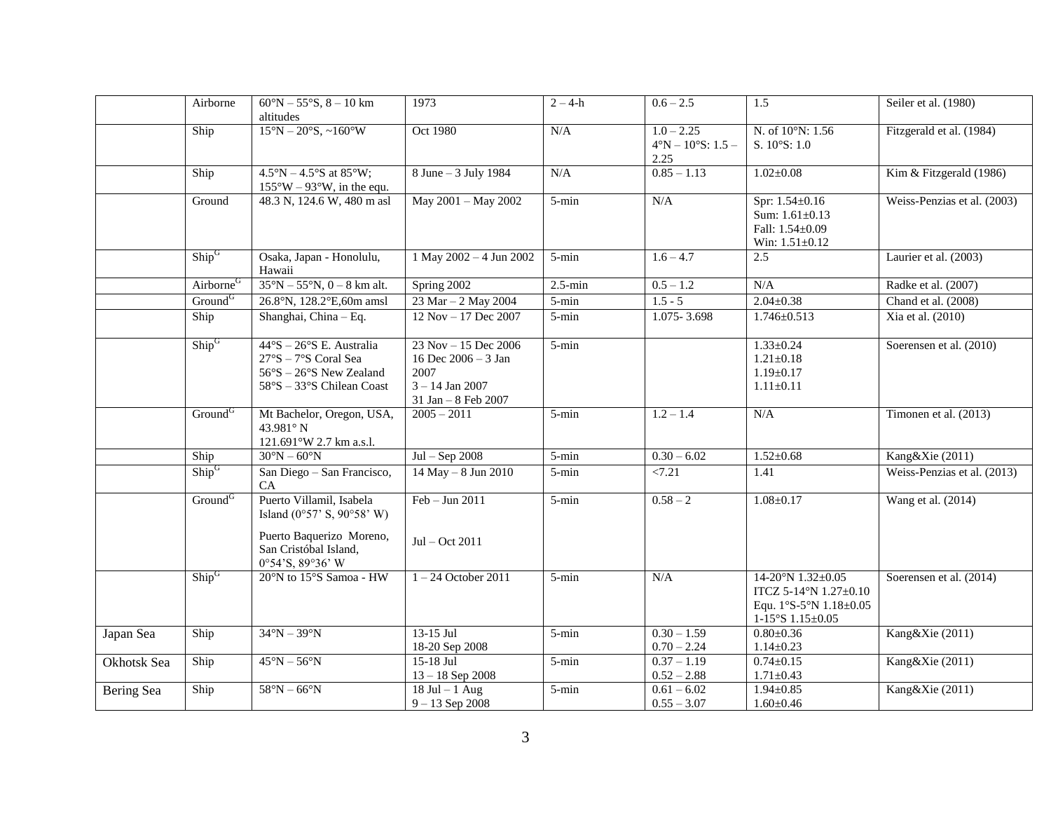| | Airborne | 60°N – 55°S, 8 – 10 km altitudes | 1973 | 2 – 4-h | 0.6 – 2.5 | 1.5 | Seiler et al. (1980) |
|---|---|---|---|---|---|---|---|
| | Ship | 15°N – 20°S, ~160°W | Oct 1980 | N/A | 1.0 – 2.25<br>4°N – 10°S: 1.5 – 2.25 | N. of 10°N: 1.56<br>S. 10°S: 1.0 | Fitzgerald et al. (1984) |
| | Ship | 4.5°N – 4.5°S at 85°W; 155°W – 93°W, in the equ. | 8 June – 3 July 1984 | N/A | 0.85 – 1.13 | 1.02±0.08 | Kim & Fitzgerald (1986) |
| | Ground | 48.3 N, 124.6 W, 480 m asl | May 2001 – May 2002 | 5-min | N/A | Spr: 1.54±0.16<br>Sum: 1.61±0.13<br>Fall: 1.54±0.09<br>Win: 1.51±0.12 | Weiss-Penzias et al. (2003) |
| | Ship[G] | Osaka, Japan - Honolulu, Hawaii | 1 May 2002 – 4 Jun 2002 | 5-min | 1.6 – 4.7 | 2.5 | Laurier et al. (2003) |
| | Airborne[G] | 35°N – 55°N, 0 – 8 km alt. | Spring 2002 | 2.5-min | 0.5 – 1.2 | N/A | Radke et al. (2007) |
| | Ground[G] | 26.8°N, 128.2°E,60m amsl | 23 Mar – 2 May 2004 | 5-min | 1.5 - 5 | 2.04±0.38 | Chand et al. (2008) |
| | Ship | Shanghai, China – Eq. | 12 Nov – 17 Dec 2007 | 5-min | 1.075- 3.698 | 1.746±0.513 | Xia et al. (2010) |
| | Ship[G] | 44°S – 26°S E. Australia<br>27°S – 7°S Coral Sea<br>56°S – 26°S New Zealand<br>58°S – 33°S Chilean Coast | 23 Nov – 15 Dec 2006<br>16 Dec 2006 – 3 Jan 2007<br>3 – 14 Jan 2007<br>31 Jan – 8 Feb 2007 | 5-min | | 1.33±0.24<br>1.21±0.18<br>1.19±0.17<br>1.11±0.11 | Soerensen et al. (2010) |
| | Ground[G] | Mt Bachelor, Oregon, USA, 43.981° N 121.691°W 2.7 km a.s.l. | 2005 – 2011 | 5-min | 1.2 – 1.4 | N/A | Timonen et al. (2013) |
| | Ship | 30°N – 60°N | Jul – Sep 2008 | 5-min | 0.30 – 6.02 | 1.52±0.68 | Kang&Xie (2011) |
| | Ship[G] | San Diego – San Francisco, CA | 14 May – 8 Jun 2010 | 5-min | <7.21 | 1.41 | Weiss-Penzias et al. (2013) |
| | Ground[G] | Puerto Villamil, Isabela Island (0°57' S, 90°58' W)<br>Puerto Baquerizo Moreno, San Cristóbal Island, 0°54'S, 89°36' W | Feb – Jun 2011<br>Jul – Oct 2011 | 5-min | 0.58 – 2 | 1.08±0.17 | Wang et al. (2014) |
| | Ship[G] | 20°N to 15°S Samoa - HW | 1 – 24 October 2011 | 5-min | N/A | 14-20°N 1.32±0.05<br>ITCZ 5-14°N 1.27±0.10<br>Equ. 1°S-5°N 1.18±0.05<br>1-15°S 1.15±0.05 | Soerensen et al. (2014) |
| Japan Sea | Ship | 34°N – 39°N | 13-15 Jul<br>18-20 Sep 2008 | 5-min | 0.30 – 1.59<br>0.70 – 2.24 | 0.80±0.36<br>1.14±0.23 | Kang&Xie (2011) |
| Okhotsk Sea | Ship | 45°N – 56°N | 15-18 Jul<br>13 – 18 Sep 2008 | 5-min | 0.37 – 1.19<br>0.52 – 2.88 | 0.74±0.15<br>1.71±0.43 | Kang&Xie (2011) |
| Bering Sea | Ship | 58°N – 66°N | 18 Jul – 1 Aug<br>9 – 13 Sep 2008 | 5-min | 0.61 – 6.02<br>0.55 – 3.07 | 1.94±0.85<br>1.60±0.46 | Kang&Xie (2011) |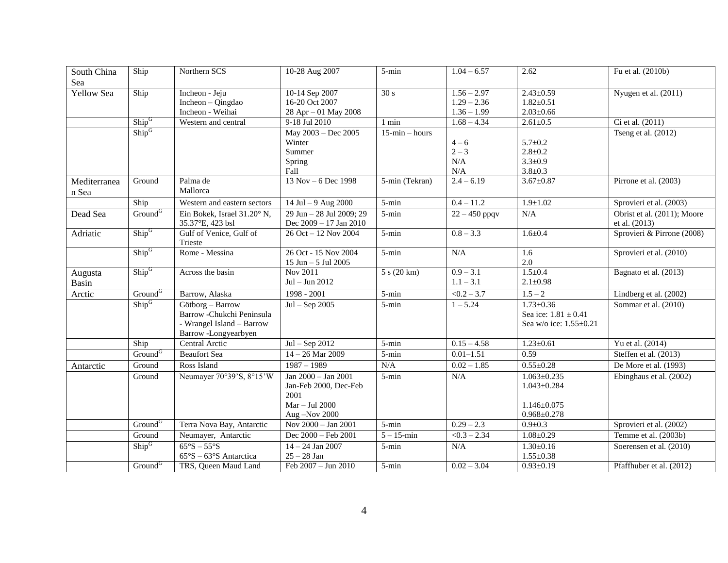| South China Sea | Ship | Northern SCS | 10-28 Aug 2007 | 5-min | 1.04 – 6.57 | 2.62 | Fu et al. (2010b) |
|---|---|---|---|---|---|---|---|
| Yellow Sea | Ship | Incheon - Jeju<br>Incheon – Qingdao<br>Incheon - Weihai | 10-14 Sep 2007<br>16-20 Oct 2007<br>28 Apr – 01 May 2008 | 30 s | 1.56 – 2.97<br>1.29 – 2.36<br>1.36 – 1.99 | 2.43±0.59<br>1.82±0.51<br>2.03±0.66 | Nyugen et al. (2011) |
| | Ship[G] | Western and central | 9-18 Jul 2010 | 1 min | 1.68 – 4.34 | 2.61±0.5 | Ci et al. (2011) |
| | Ship[G] | | May 2003 – Dec 2005<br>Winter<br>Summer<br>Spring<br>Fall | 15-min – hours | <br>4 – 6<br>2 – 3<br>N/A<br>N/A | <br>5.7±0.2<br>2.8±0.2<br>3.3±0.9<br>3.8±0.3 | Tseng et al. (2012) |
| Mediterranean Sea | Ground | Palma de Mallorca | 13 Nov – 6 Dec 1998 | 5-min (Tekran) | 2.4 – 6.19 | 3.67±0.87 | Pirrone et al. (2003) |
| | Ship | Western and eastern sectors | 14 Jul – 9 Aug 2000 | 5-min | 0.4 – 11.2 | 1.9±1.02 | Sprovieri et al. (2003) |
| Dead Sea | Ground[G] | Ein Bokek, Israel 31.20° N, 35.37°E, 423 bsl | 29 Jun – 28 Jul 2009; 29 Dec 2009 – 17 Jan 2010 | 5-min | 22 – 450 ppqv | N/A | Obrist et al. (2011); Moore et al. (2013) |
| Adriatic | Ship[G] | Gulf of Venice, Gulf of Trieste | 26 Oct – 12 Nov 2004 | 5-min | 0.8 – 3.3 | 1.6±0.4 | Sprovieri & Pirrone (2008) |
| | Ship[G] | Rome - Messina | 26 Oct - 15 Nov 2004<br>15 Jun – 5 Jul 2005 | 5-min | N/A | 1.6<br>2.0 | Sprovieri et al. (2010) |
| Augusta Basin | Ship[G] | Across the basin | Nov 2011<br>Jul – Jun 2012 | 5 s (20 km) | 0.9 – 3.1<br>1.1 – 3.1 | 1.5±0.4<br>2.1±0.98 | Bagnato et al. (2013) |
| Arctic | Ground[G] | Barrow, Alaska | 1998 - 2001 | 5-min | <0.2 – 3.7 | 1.5 – 2 | Lindberg et al. (2002) |
| | Ship[G] | Götborg – Barrow<br>Barrow -Chukchi Peninsula - Wrangel Island – Barrow<br>Barrow -Longyearbyen | Jul – Sep 2005 | 5-min | 1 – 5.24 | 1.73±0.36<br>Sea ice: 1.81 ± 0.41<br>Sea w/o ice: 1.55±0.21 | Sommar et al. (2010) |
| | Ship | Central Arctic | Jul – Sep 2012 | 5-min | 0.15 – 4.58 | 1.23±0.61 | Yu et al. (2014) |
| | Ground[G] | Beaufort Sea | 14 – 26 Mar 2009 | 5-min | 0.01–1.51 | 0.59 | Steffen et al. (2013) |
| Antarctic | Ground | Ross Island | 1987 – 1989 | N/A | 0.02 – 1.85 | 0.55±0.28 | De More et al. (1993) |
| | Ground | Neumayer 70°39'S, 8°15'W | Jan 2000 – Jan 2001<br>Jan-Feb 2000, Dec-Feb 2001<br>Mar – Jul 2000<br>Aug –Nov 2000 | 5-min | N/A | 1.063±0.235<br>1.043±0.284<br><br>1.146±0.075<br>0.968±0.278 | Ebinghaus et al. (2002) |
| | Ground[G] | Terra Nova Bay, Antarctic | Nov 2000 – Jan 2001 | 5-min | 0.29 – 2.3 | 0.9±0.3 | Sprovieri et al. (2002) |
| | Ground | Neumayer, Antarctic | Dec 2000 – Feb 2001 | 5 – 15-min | <0.3 – 2.34 | 1.08±0.29 | Temme et al. (2003b) |
| | Ship[G] | 65°S – 55°S<br>65°S – 63°S Antarctica | 14 – 24 Jan 2007<br>25 – 28 Jan | 5-min | N/A | 1.30±0.16<br>1.55±0.38 | Soerensen et al. (2010) |
| | Ground[G] | TRS, Queen Maud Land | Feb 2007 – Jun 2010 | 5-min | 0.02 – 3.04 | 0.93±0.19 | Pfaffhuber et al. (2012) |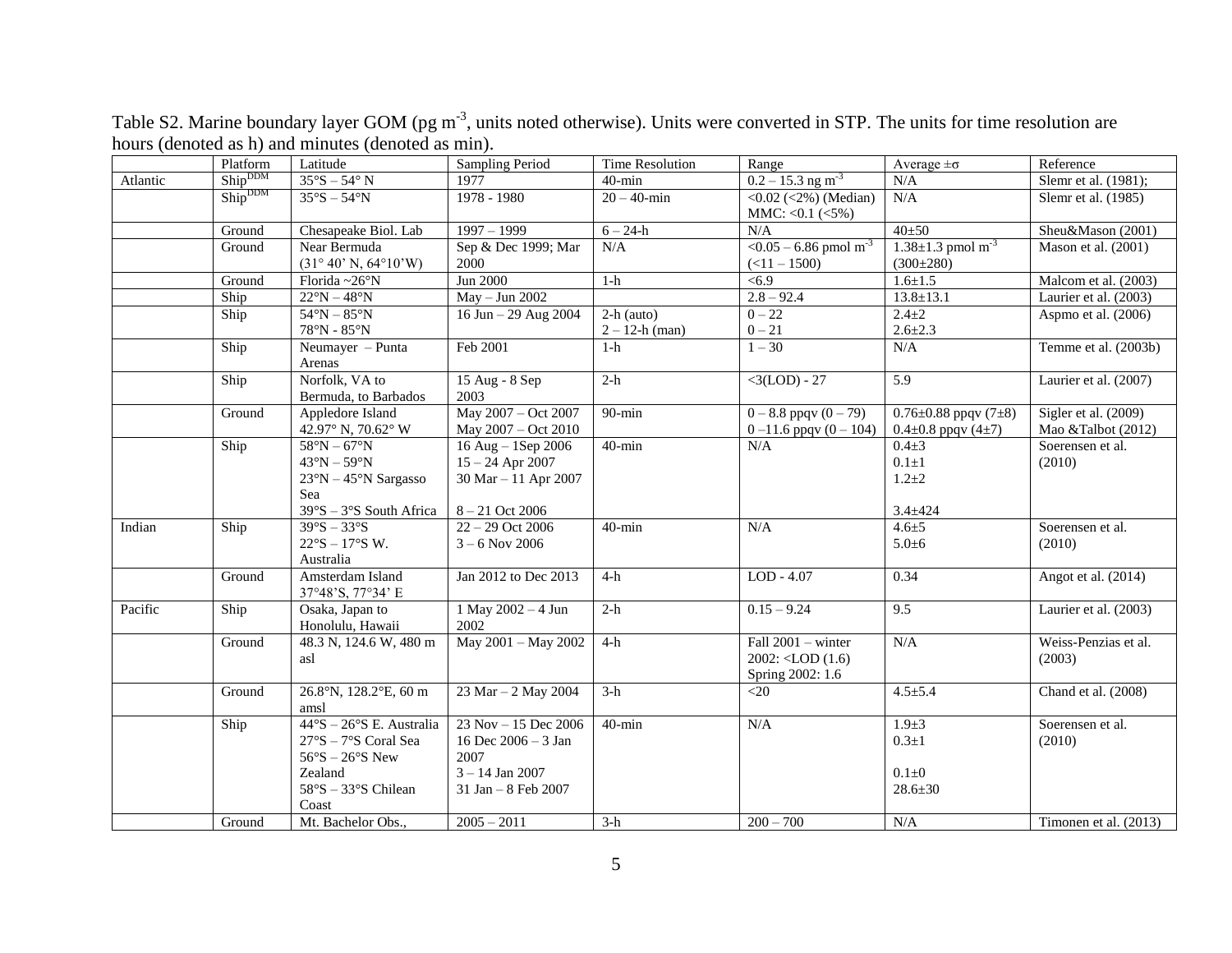Table S2. Marine boundary layer GOM (pg m$^{-3}$, units noted otherwise). Units were converted in STP. The units for time resolution are hours (denoted as h) and minutes (denoted as min).

| | Platform | Latitude | Sampling Period | Time Resolution | Range | Average ±σ | Reference |
|---|---|---|---|---|---|---|---|
| Atlantic | Ship$^{DDM}$ | 35°S – 54° N | 1977 | 40-min | 0.2 – 15.3 ng m$^{-3}$ | N/A | Slemr et al. (1981); |
| | Ship$^{DDM}$ | 35°S – 54°N | 1978 - 1980 | 20 – 40-min | <0.02 (<2%) (Median) MMC: <0.1 (<5%) | N/A | Slemr et al. (1985) |
| | Ground | Chesapeake Biol. Lab | 1997 – 1999 | 6 – 24-h | N/A | 40±50 | Sheu&Mason (2001) |
| | Ground | Near Bermuda (31° 40' N, 64°10'W) | Sep & Dec 1999; Mar 2000 | N/A | <0.05 – 6.86 pmol m$^{-3}$ (<11 – 1500) | 1.38±1.3 pmol m$^{-3}$ (300±280) | Mason et al. (2001) |
| | Ground | Florida ~26°N | Jun 2000 | 1-h | <6.9 | 1.6±1.5 | Malcom et al. (2003) |
| | Ship | 22°N – 48°N | May – Jun 2002 | | 2.8 – 92.4 | 13.8±13.1 | Laurier et al. (2003) |
| | Ship | 54°N – 85°N<br>78°N - 85°N | 16 Jun – 29 Aug 2004 | 2-h (auto)<br>2 – 12-h (man) | 0 – 22<br>0 – 21 | 2.4±2<br>2.6±2.3 | Aspmo et al. (2006) |
| | Ship | Neumayer – Punta Arenas | Feb 2001 | 1-h | 1 – 30 | N/A | Temme et al. (2003b) |
| | Ship | Norfolk, VA to Bermuda, to Barbados | 15 Aug - 8 Sep 2003 | 2-h | <3(LOD) - 27 | 5.9 | Laurier et al. (2007) |
| | Ground | Appledore Island 42.97° N, 70.62° W | May 2007 – Oct 2007<br>May 2007 – Oct 2010 | 90-min | 0 – 8.8 ppqv (0 – 79)<br>0 –11.6 ppqv (0 – 104) | 0.76±0.88 ppqv (7±8)<br>0.4±0.8 ppqv (4±7) | Sigler et al. (2009)<br>Mao &Talbot (2012) |
| | Ship | 58°N – 67°N<br>43°N – 59°N<br>23°N – 45°N Sargasso Sea<br>39°S – 3°S South Africa | 16 Aug – 1Sep 2006<br>15 – 24 Apr 2007<br>30 Mar – 11 Apr 2007<br>8 – 21 Oct 2006 | 40-min | N/A | 0.4±3<br>0.1±1<br>1.2±2<br>3.4±424 | Soerensen et al. (2010) |
| Indian | Ship | 39°S – 33°S<br>22°S – 17°S W. Australia | 22 – 29 Oct 2006<br>3 – 6 Nov 2006 | 40-min | N/A | 4.6±5<br>5.0±6 | Soerensen et al. (2010) |
| | Ground | Amsterdam Island 37°48'S, 77°34' E | Jan 2012 to Dec 2013 | 4-h | LOD - 4.07 | 0.34 | Angot et al. (2014) |
| Pacific | Ship | Osaka, Japan to Honolulu, Hawaii | 1 May 2002 – 4 Jun 2002 | 2-h | 0.15 – 9.24 | 9.5 | Laurier et al. (2003) |
| | Ground | 48.3 N, 124.6 W, 480 m asl | May 2001 – May 2002 | 4-h | Fall 2001 – winter 2002: <LOD (1.6)<br>Spring 2002: 1.6 | N/A | Weiss-Penzias et al. (2003) |
| | Ground | 26.8°N, 128.2°E, 60 m amsl | 23 Mar – 2 May 2004 | 3-h | <20 | 4.5±5.4 | Chand et al. (2008) |
| | Ship | 44°S – 26°S E. Australia<br>27°S – 7°S Coral Sea<br>56°S – 26°S New Zealand<br>58°S – 33°S Chilean Coast | 23 Nov – 15 Dec 2006<br>16 Dec 2006 – 3 Jan 2007<br>3 – 14 Jan 2007<br>31 Jan – 8 Feb 2007 | 40-min | N/A | 1.9±3<br>0.3±1<br>0.1±0<br>28.6±30 | Soerensen et al. (2010) |
| | Ground | Mt. Bachelor Obs., | 2005 – 2011 | 3-h | 200 – 700 | N/A | Timonen et al. (2013) |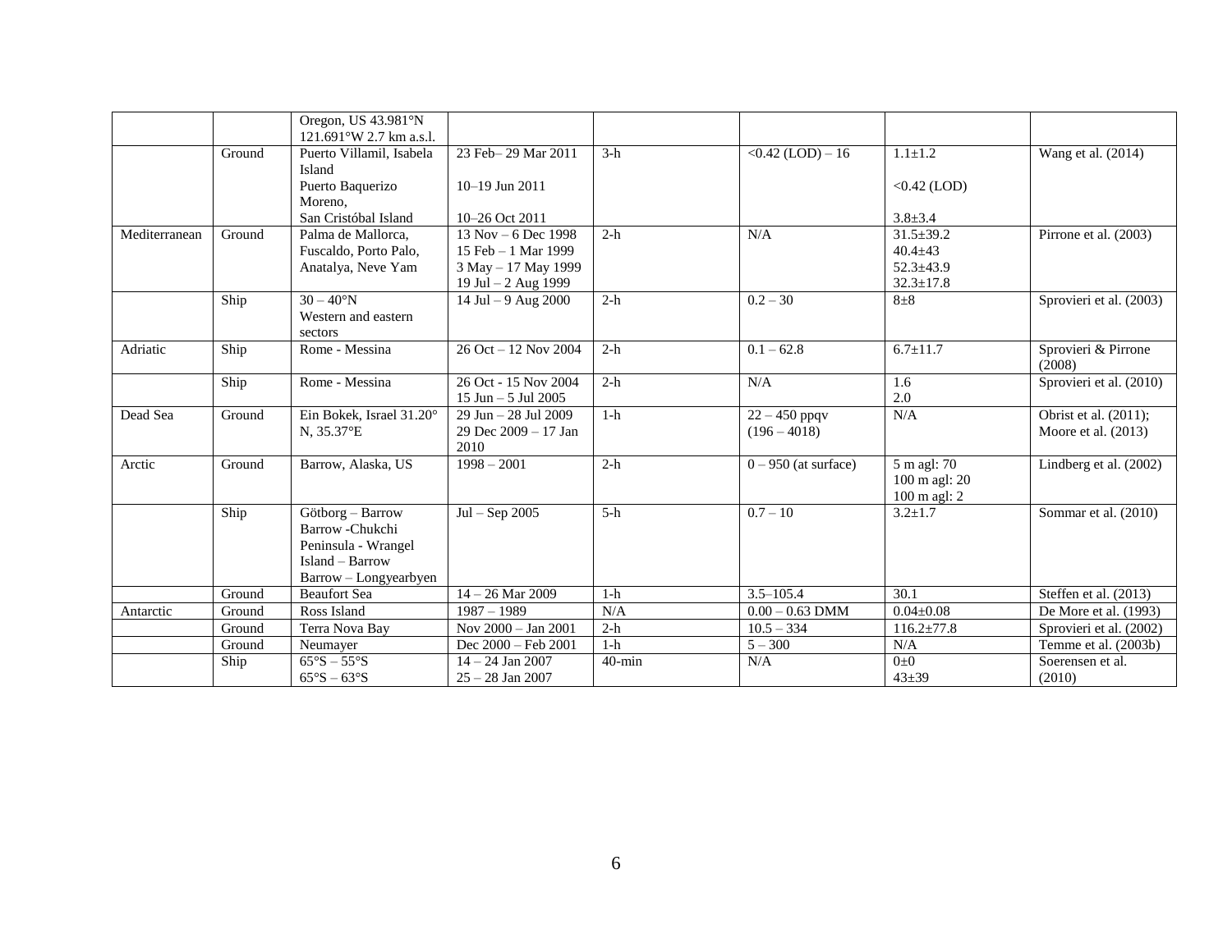| | | Oregon, US 43.981°N 121.691°W 2.7 km a.s.l. | | | | | |
|---|---|---|---|---|---|---|---|
| | Ground | Puerto Villamil, Isabela Island<br>Puerto Baquerizo Moreno,<br>San Cristóbal Island | 23 Feb– 29 Mar 2011<br><br>10–19 Jun 2011<br><br>10–26 Oct 2011 | 3-h | <0.42 (LOD) – 16 | 1.1±1.2<br><br><0.42 (LOD)<br><br>3.8±3.4 | Wang et al. (2014) |
| Mediterranean | Ground | Palma de Mallorca, Fuscaldo, Porto Palo, Anatalya, Neve Yam | 13 Nov – 6 Dec 1998<br>15 Feb – 1 Mar 1999<br>3 May – 17 May 1999<br>19 Jul – 2 Aug 1999 | 2-h | N/A | 31.5±39.2<br>40.4±43<br>52.3±43.9<br>32.3±17.8 | Pirrone et al. (2003) |
| | Ship | 30 – 40°N<br>Western and eastern sectors | 14 Jul – 9 Aug 2000 | 2-h | 0.2 – 30 | 8±8 | Sprovieri et al. (2003) |
| Adriatic | Ship | Rome - Messina | 26 Oct – 12 Nov 2004 | 2-h | 0.1 – 62.8 | 6.7±11.7 | Sprovieri & Pirrone (2008) |
| | Ship | Rome - Messina | 26 Oct - 15 Nov 2004<br>15 Jun – 5 Jul 2005 | 2-h | N/A | 1.6<br>2.0 | Sprovieri et al. (2010) |
| Dead Sea | Ground | Ein Bokek, Israel 31.20° N, 35.37°E | 29 Jun – 28 Jul 2009<br>29 Dec 2009 – 17 Jan 2010 | 1-h | 22 – 450 ppqv<br>(196 – 4018) | N/A | Obrist et al. (2011);<br>Moore et al. (2013) |
| Arctic | Ground | Barrow, Alaska, US | 1998 – 2001 | 2-h | 0 – 950 (at surface) | 5 m agl: 70<br>100 m agl: 20<br>100 m agl: 2 | Lindberg et al. (2002) |
| | Ship | Götborg – Barrow<br>Barrow -Chukchi Peninsula - Wrangel Island – Barrow<br>Barrow – Longyearbyen | Jul – Sep 2005 | 5-h | 0.7 – 10 | 3.2±1.7 | Sommar et al. (2010) |
| | Ground | Beaufort Sea | 14 – 26 Mar 2009 | 1-h | 3.5–105.4 | 30.1 | Steffen et al. (2013) |
| Antarctic | Ground | Ross Island | 1987 – 1989 | N/A | 0.00 – 0.63 DMM | 0.04±0.08 | De More et al. (1993) |
| | Ground | Terra Nova Bay | Nov 2000 – Jan 2001 | 2-h | 10.5 – 334 | 116.2±77.8 | Sprovieri et al. (2002) |
| | Ground | Neumayer | Dec 2000 – Feb 2001 | 1-h | 5 – 300 | N/A | Temme et al. (2003b) |
| | Ship | 65°S – 55°S<br>65°S – 63°S | 14 – 24 Jan 2007<br>25 – 28 Jan 2007 | 40-min | N/A | 0±0<br>43±39 | Soerensen et al. (2010) |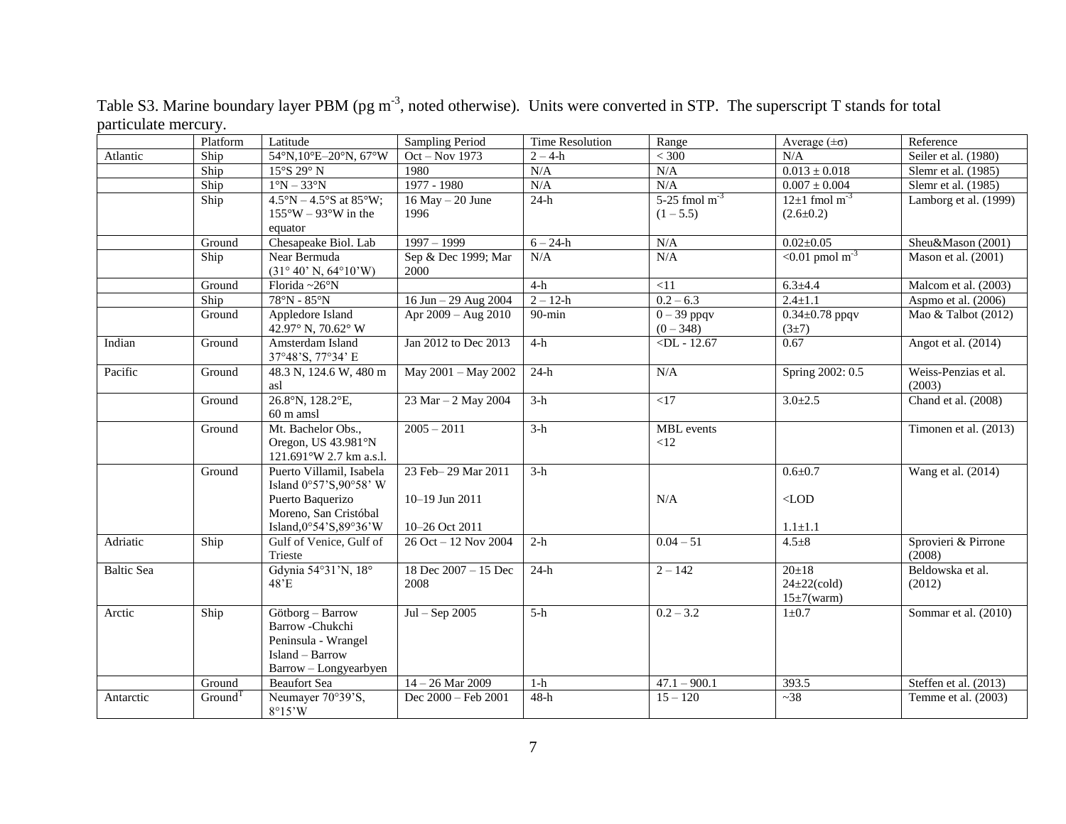Table S3. Marine boundary layer PBM (pg $m^{-3}$, noted otherwise). Units were converted in STP. The superscript T stands for total particulate mercury.

| | Platform | Latitude | Sampling Period | Time Resolution | Range | Average (±σ) | Reference |
|---|---|---|---|---|---|---|---|
| Atlantic | Ship | 54°N,10°E–20°N, 67°W | Oct – Nov 1973 | 2 – 4-h | < 300 | N/A | Seiler et al. (1980) |
| | Ship | 15°S 29° N | 1980 | N/A | N/A | 0.013 ± 0.018 | Slemr et al. (1985) |
| | Ship | 1°N – 33°N | 1977 - 1980 | N/A | N/A | 0.007 ± 0.004 | Slemr et al. (1985) |
| | Ship | 4.5°N – 4.5°S at 85°W; 155°W – 93°W in the equator | 16 May – 20 June 1996 | 24-h | 5-25 fmol $m^{-3}$ (1 – 5.5) | 12±1 fmol $m^{-3}$ (2.6±0.2) | Lamborg et al. (1999) |
| | Ground | Chesapeake Biol. Lab | 1997 – 1999 | 6 – 24-h | N/A | 0.02±0.05 | Sheu&Mason (2001) |
| | Ship | Near Bermuda (31° 40' N, 64°10'W) | Sep & Dec 1999; Mar 2000 | N/A | N/A | <0.01 pmol $m^{-3}$ | Mason et al. (2001) |
| | Ground | Florida ~26°N | | 4-h | <11 | 6.3±4.4 | Malcom et al. (2003) |
| | Ship | 78°N - 85°N | 16 Jun – 29 Aug 2004 | 2 – 12-h | 0.2 – 6.3 | 2.4±1.1 | Aspmo et al. (2006) |
| | Ground | Appledore Island 42.97° N, 70.62° W | Apr 2009 – Aug 2010 | 90-min | 0 – 39 ppqv (0 – 348) | 0.34±0.78 ppqv (3±7) | Mao & Talbot (2012) |
| Indian | Ground | Amsterdam Island 37°48'S, 77°34' E | Jan 2012 to Dec 2013 | 4-h | <DL - 12.67 | 0.67 | Angot et al. (2014) |
| Pacific | Ground | 48.3 N, 124.6 W, 480 m asl | May 2001 – May 2002 | 24-h | N/A | Spring 2002: 0.5 | Weiss-Penzias et al. (2003) |
| | Ground | 26.8°N, 128.2°E, 60 m amsl | 23 Mar – 2 May 2004 | 3-h | <17 | 3.0±2.5 | Chand et al. (2008) |
| | Ground | Mt. Bachelor Obs., Oregon, US 43.981°N 121.691°W 2.7 km a.s.l. | 2005 – 2011 | 3-h | MBL events <12 | | Timonen et al. (2013) |
| | Ground | Puerto Villamil, Isabela Island 0°57'S,90°58' W Puerto Baquerizo Moreno, San Cristóbal Island,0°54'S,89°36'W | 23 Feb– 29 Mar 2011 10–19 Jun 2011 10–26 Oct 2011 | 3-h | N/A | 0.6±0.7 <LOD 1.1±1.1 | Wang et al. (2014) |
| Adriatic | Ship | Gulf of Venice, Gulf of Trieste | 26 Oct – 12 Nov 2004 | 2-h | 0.04 – 51 | 4.5±8 | Sprovieri & Pirrone (2008) |
| Baltic Sea | | Gdynia 54°31'N, 18° 48'E | 18 Dec 2007 – 15 Dec 2008 | 24-h | 2 – 142 | 20±18 24±22(cold) 15±7(warm) | Beldowska et al. (2012) |
| Arctic | Ship | Götborg – Barrow Barrow -Chukchi Peninsula - Wrangel Island – Barrow Barrow – Longyearbyen | Jul – Sep 2005 | 5-h | 0.2 – 3.2 | 1±0.7 | Sommar et al. (2010) |
| | Ground | Beaufort Sea | 14 – 26 Mar 2009 | 1-h | 47.1 – 900.1 | 393.5 | Steffen et al. (2013) |
| Antarctic | Ground$^{T}$ | Neumayer 70°39'S, 8°15'W | Dec 2000 – Feb 2001 | 48-h | 15 – 120 | ~38 | Temme et al. (2003) |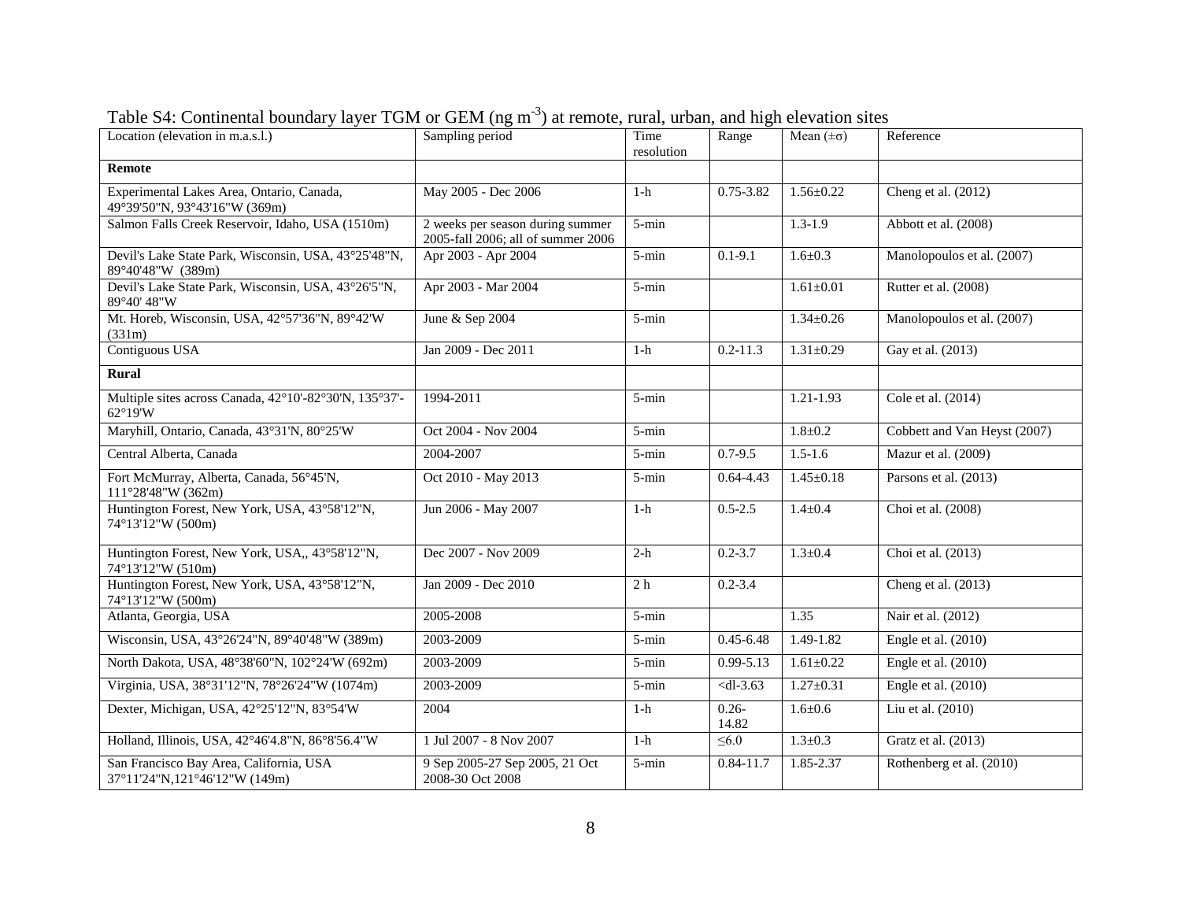Table S4: Continental boundary layer TGM or GEM (ng m$^{-3}$) at remote, rural, urban, and high elevation sites

| Location (elevation in m.a.s.l.) | Sampling period | Time resolution | Range | Mean (±σ) | Reference |
|---|---|---|---|---|---|
| **Remote** | | | | | |
| Experimental Lakes Area, Ontario, Canada, 49°39'50"N, 93°43'16"W (369m) | May 2005 - Dec 2006 | 1-h | 0.75-3.82 | 1.56±0.22 | Cheng et al. (2012) |
| Salmon Falls Creek Reservoir, Idaho, USA (1510m) | 2 weeks per season during summer 2005-fall 2006; all of summer 2006 | 5-min | | 1.3-1.9 | Abbott et al. (2008) |
| Devil's Lake State Park, Wisconsin, USA, 43°25'48"N, 89°40'48"W (389m) | Apr 2003 - Apr 2004 | 5-min | 0.1-9.1 | 1.6±0.3 | Manolopoulos et al. (2007) |
| Devil's Lake State Park, Wisconsin, USA, 43°26'5"N, 89°40' 48"W | Apr 2003 - Mar 2004 | 5-min | | 1.61±0.01 | Rutter et al. (2008) |
| Mt. Horeb, Wisconsin, USA, 42°57'36"N, 89°42'W (331m) | June & Sep 2004 | 5-min | | 1.34±0.26 | Manolopoulos et al. (2007) |
| Contiguous USA | Jan 2009 - Dec 2011 | 1-h | 0.2-11.3 | 1.31±0.29 | Gay et al. (2013) |
| **Rural** | | | | | |
| Multiple sites across Canada, 42°10'-82°30'N, 135°37'-62°19'W | 1994-2011 | 5-min | | 1.21-1.93 | Cole et al. (2014) |
| Maryhill, Ontario, Canada, 43°31'N, 80°25'W | Oct 2004 - Nov 2004 | 5-min | | 1.8±0.2 | Cobbett and Van Heyst (2007) |
| Central Alberta, Canada | 2004-2007 | 5-min | 0.7-9.5 | 1.5-1.6 | Mazur et al. (2009) |
| Fort McMurray, Alberta, Canada, 56°45'N, 111°28'48"W (362m) | Oct 2010 - May 2013 | 5-min | 0.64-4.43 | 1.45±0.18 | Parsons et al. (2013) |
| Huntington Forest, New York, USA, 43°58'12"N, 74°13'12"W (500m) | Jun 2006 - May 2007 | 1-h | 0.5-2.5 | 1.4±0.4 | Choi et al. (2008) |
| Huntington Forest, New York, USA,, 43°58'12"N, 74°13'12"W (510m) | Dec 2007 - Nov 2009 | 2-h | 0.2-3.7 | 1.3±0.4 | Choi et al. (2013) |
| Huntington Forest, New York, USA, 43°58'12"N, 74°13'12"W (500m) | Jan 2009 - Dec 2010 | 2 h | 0.2-3.4 | | Cheng et al. (2013) |
| Atlanta, Georgia, USA | 2005-2008 | 5-min | | 1.35 | Nair et al. (2012) |
| Wisconsin, USA, 43°26'24"N, 89°40'48"W (389m) | 2003-2009 | 5-min | 0.45-6.48 | 1.49-1.82 | Engle et al. (2010) |
| North Dakota, USA, 48°38'60"N, 102°24'W (692m) | 2003-2009 | 5-min | 0.99-5.13 | 1.61±0.22 | Engle et al. (2010) |
| Virginia, USA, 38°31'12"N, 78°26'24"W (1074m) | 2003-2009 | 5-min | <dl-3.63 | 1.27±0.31 | Engle et al. (2010) |
| Dexter, Michigan, USA, 42°25'12"N, 83°54'W | 2004 | 1-h | 0.26-14.82 | 1.6±0.6 | Liu et al. (2010) |
| Holland, Illinois, USA, 42°46'4.8"N, 86°8'56.4"W | 1 Jul 2007 - 8 Nov 2007 | 1-h | ≤6.0 | 1.3±0.3 | Gratz et al. (2013) |
| San Francisco Bay Area, California, USA 37°11'24"N,121°46'12"W (149m) | 9 Sep 2005-27 Sep 2005, 21 Oct 2008-30 Oct 2008 | 5-min | 0.84-11.7 | 1.85-2.37 | Rothenberg et al. (2010) |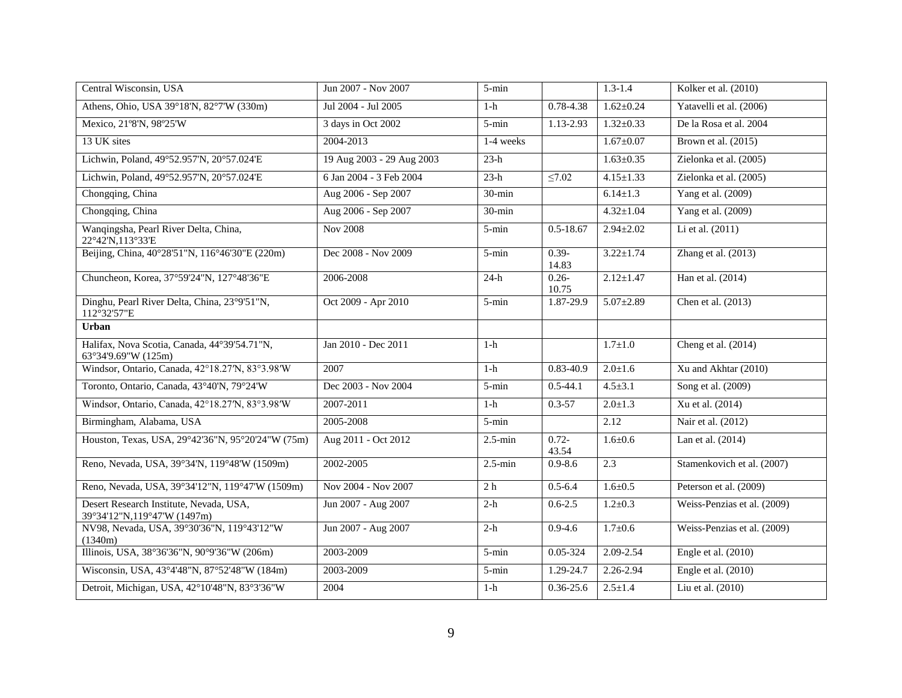| | | | | | |
|---|---|---|---|---|---|
| Central Wisconsin, USA | Jun 2007 - Nov 2007 | 5-min | | 1.3-1.4 | Kolker et al. (2010) |
| Athens, Ohio, USA 39°18'N, 82°7'W (330m) | Jul 2004 - Jul 2005 | 1-h | 0.78-4.38 | 1.62±0.24 | Yatavelli et al. (2006) |
| Mexico, 21º8'N, 98º25'W | 3 days in Oct 2002 | 5-min | 1.13-2.93 | 1.32±0.33 | De la Rosa et al. 2004 |
| 13 UK sites | 2004-2013 | 1-4 weeks | | 1.67±0.07 | Brown et al. (2015) |
| Lichwin, Poland, 49°52.957'N, 20°57.024'E | 19 Aug 2003 - 29 Aug 2003 | 23-h | | 1.63±0.35 | Zielonka et al. (2005) |
| Lichwin, Poland, 49°52.957'N, 20°57.024'E | 6 Jan 2004 - 3 Feb 2004 | 23-h | ≤7.02 | 4.15±1.33 | Zielonka et al. (2005) |
| Chongqing, China | Aug 2006 - Sep 2007 | 30-min | | 6.14±1.3 | Yang et al. (2009) |
| Chongqing, China | Aug 2006 - Sep 2007 | 30-min | | 4.32±1.04 | Yang et al. (2009) |
| Wanqingsha, Pearl River Delta, China, 22°42'N,113°33'E | Nov 2008 | 5-min | 0.5-18.67 | 2.94±2.02 | Li et al. (2011) |
| Beijing, China, 40°28'51"N, 116°46'30"E (220m) | Dec 2008 - Nov 2009 | 5-min | 0.39-14.83 | 3.22±1.74 | Zhang et al. (2013) |
| Chuncheon, Korea, 37°59'24"N, 127°48'36"E | 2006-2008 | 24-h | 0.26-10.75 | 2.12±1.47 | Han et al. (2014) |
| Dinghu, Pearl River Delta, China, 23°9'51"N, 112°32'57"E | Oct 2009 - Apr 2010 | 5-min | 1.87-29.9 | 5.07±2.89 | Chen et al. (2013) |
| **Urban** | | | | | |
| Halifax, Nova Scotia, Canada, 44°39'54.71"N, 63°34'9.69"W (125m) | Jan 2010 - Dec 2011 | 1-h | | 1.7±1.0 | Cheng et al. (2014) |
| Windsor, Ontario, Canada, 42°18.27′N, 83°3.98′W | 2007 | 1-h | 0.83-40.9 | 2.0±1.6 | Xu and Akhtar (2010) |
| Toronto, Ontario, Canada, 43°40'N, 79°24'W | Dec 2003 - Nov 2004 | 5-min | 0.5-44.1 | 4.5±3.1 | Song et al. (2009) |
| Windsor, Ontario, Canada, 42°18.27′N, 83°3.98′W | 2007-2011 | 1-h | 0.3-57 | 2.0±1.3 | Xu et al. (2014) |
| Birmingham, Alabama, USA | 2005-2008 | 5-min | | 2.12 | Nair et al. (2012) |
| Houston, Texas, USA, 29°42'36"N, 95°20'24"W (75m) | Aug 2011 - Oct 2012 | 2.5-min | 0.72-43.54 | 1.6±0.6 | Lan et al. (2014) |
| Reno, Nevada, USA, 39°34'N, 119°48'W (1509m) | 2002-2005 | 2.5-min | 0.9-8.6 | 2.3 | Stamenkovich et al. (2007) |
| Reno, Nevada, USA, 39°34'12"N, 119°47'W (1509m) | Nov 2004 - Nov 2007 | 2 h | 0.5-6.4 | 1.6±0.5 | Peterson et al. (2009) |
| Desert Research Institute, Nevada, USA, 39°34'12"N,119°47'W (1497m) | Jun 2007 - Aug 2007 | 2-h | 0.6-2.5 | 1.2±0.3 | Weiss-Penzias et al. (2009) |
| NV98, Nevada, USA, 39°30'36"N, 119°43'12"W (1340m) | Jun 2007 - Aug 2007 | 2-h | 0.9-4.6 | 1.7±0.6 | Weiss-Penzias et al. (2009) |
| Illinois, USA, 38°36'36"N, 90°9'36"W (206m) | 2003-2009 | 5-min | 0.05-324 | 2.09-2.54 | Engle et al. (2010) |
| Wisconsin, USA, 43°4'48"N, 87°52'48"W (184m) | 2003-2009 | 5-min | 1.29-24.7 | 2.26-2.94 | Engle et al. (2010) |
| Detroit, Michigan, USA, 42°10'48"N, 83°3'36"W | 2004 | 1-h | 0.36-25.6 | 2.5±1.4 | Liu et al. (2010) |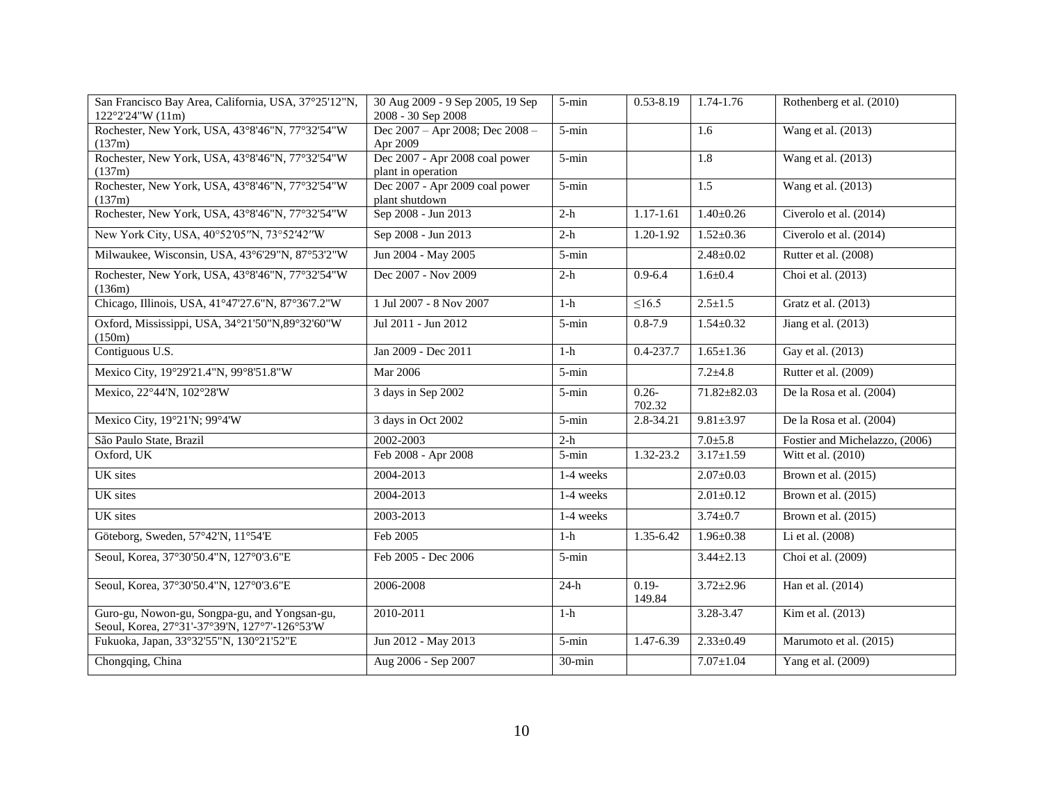| San Francisco Bay Area, California, USA, 37°25'12"N, 122°2'24"W (11m) | 30 Aug 2009 - 9 Sep 2005, 19 Sep 2008 - 30 Sep 2008 | 5-min | 0.53-8.19 | 1.74-1.76 | Rothenberg et al. (2010) |
|---|---|---|---|---|---|
| Rochester, New York, USA, 43°8'46"N, 77°32'54"W (137m) | Dec 2007 – Apr 2008; Dec 2008 – Apr 2009 | 5-min | | 1.6 | Wang et al. (2013) |
| Rochester, New York, USA, 43°8'46"N, 77°32'54"W (137m) | Dec 2007 - Apr 2008 coal power plant in operation | 5-min | | 1.8 | Wang et al. (2013) |
| Rochester, New York, USA, 43°8'46"N, 77°32'54"W (137m) | Dec 2007 - Apr 2009 coal power plant shutdown | 5-min | | 1.5 | Wang et al. (2013) |
| Rochester, New York, USA, 43°8'46"N, 77°32'54"W | Sep 2008 - Jun 2013 | 2-h | 1.17-1.61 | 1.40±0.26 | Civerolo et al. (2014) |
| New York City, USA, 40°52′05″N, 73°52′42″W | Sep 2008 - Jun 2013 | 2-h | 1.20-1.92 | 1.52±0.36 | Civerolo et al. (2014) |
| Milwaukee, Wisconsin, USA, 43°6'29"N, 87°53'2"W | Jun 2004 - May 2005 | 5-min | | 2.48±0.02 | Rutter et al. (2008) |
| Rochester, New York, USA, 43°8'46"N, 77°32'54"W (136m) | Dec 2007 - Nov 2009 | 2-h | 0.9-6.4 | 1.6±0.4 | Choi et al. (2013) |
| Chicago, Illinois, USA, 41°47'27.6"N, 87°36'7.2"W | 1 Jul 2007 - 8 Nov 2007 | 1-h | ≤16.5 | 2.5±1.5 | Gratz et al. (2013) |
| Oxford, Mississippi, USA, 34°21'50"N,89°32'60"W (150m) | Jul 2011 - Jun 2012 | 5-min | 0.8-7.9 | 1.54±0.32 | Jiang et al. (2013) |
| Contiguous U.S. | Jan 2009 - Dec 2011 | 1-h | 0.4-237.7 | 1.65±1.36 | Gay et al. (2013) |
| Mexico City, 19°29'21.4"N, 99°8'51.8"W | Mar 2006 | 5-min | | 7.2±4.8 | Rutter et al. (2009) |
| Mexico, 22°44'N, 102°28'W | 3 days in Sep 2002 | 5-min | 0.26-702.32 | 71.82±82.03 | De la Rosa et al. (2004) |
| Mexico City, 19°21'N; 99°4'W | 3 days in Oct 2002 | 5-min | 2.8-34.21 | 9.81±3.97 | De la Rosa et al. (2004) |
| São Paulo State, Brazil | 2002-2003 | 2-h | | 7.0±5.8 | Fostier and Michelazzo, (2006) |
| Oxford, UK | Feb 2008 - Apr 2008 | 5-min | 1.32-23.2 | 3.17±1.59 | Witt et al. (2010) |
| UK sites | 2004-2013 | 1-4 weeks | | 2.07±0.03 | Brown et al. (2015) |
| UK sites | 2004-2013 | 1-4 weeks | | 2.01±0.12 | Brown et al. (2015) |
| UK sites | 2003-2013 | 1-4 weeks | | 3.74±0.7 | Brown et al. (2015) |
| Göteborg, Sweden, 57°42'N, 11°54'E | Feb 2005 | 1-h | 1.35-6.42 | 1.96±0.38 | Li et al. (2008) |
| Seoul, Korea, 37°30'50.4"N, 127°0'3.6"E | Feb 2005 - Dec 2006 | 5-min | | 3.44±2.13 | Choi et al. (2009) |
| Seoul, Korea, 37°30'50.4"N, 127°0'3.6"E | 2006-2008 | 24-h | 0.19-149.84 | 3.72±2.96 | Han et al. (2014) |
| Guro-gu, Nowon-gu, Songpa-gu, and Yongsan-gu, Seoul, Korea, 27°31'-37°39'N, 127°7'-126°53'W | 2010-2011 | 1-h | | 3.28-3.47 | Kim et al. (2013) |
| Fukuoka, Japan, 33°32'55"N, 130°21'52"E | Jun 2012 - May 2013 | 5-min | 1.47-6.39 | 2.33±0.49 | Marumoto et al. (2015) |
| Chongqing, China | Aug 2006 - Sep 2007 | 30-min | | 7.07±1.04 | Yang et al. (2009) |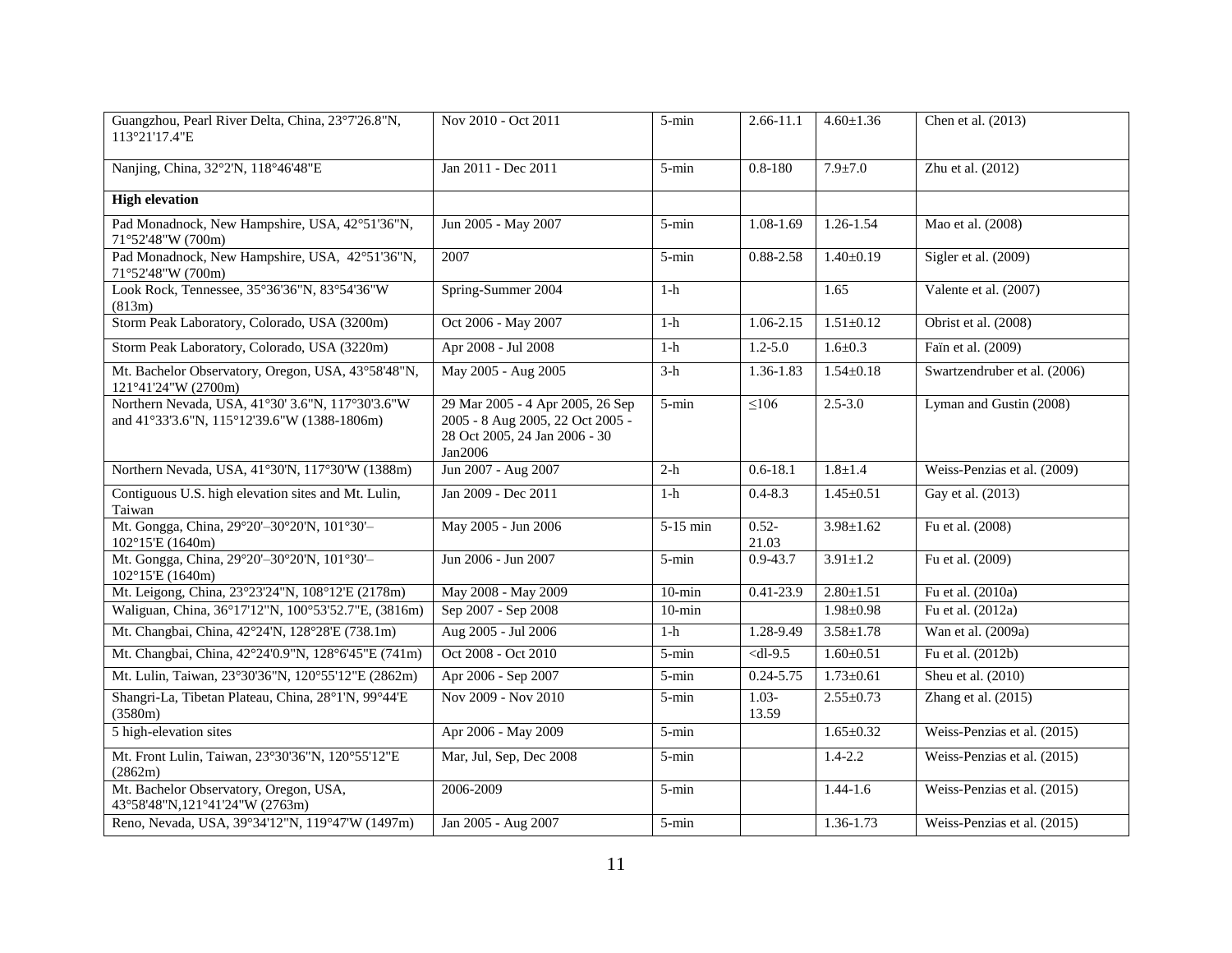| | | | | | |
|---|---|---|---|---|---|
| Guangzhou, Pearl River Delta, China, 23°7'26.8"N, 113°21'17.4"E | Nov 2010 - Oct 2011 | 5-min | 2.66-11.1 | 4.60±1.36 | Chen et al. (2013) |
| Nanjing, China, 32°2'N, 118°46'48"E | Jan 2011 - Dec 2011 | 5-min | 0.8-180 | 7.9±7.0 | Zhu et al. (2012) |
| **High elevation** | | | | | |
| Pad Monadnock, New Hampshire, USA, 42°51'36"N, 71°52'48"W (700m) | Jun 2005 - May 2007 | 5-min | 1.08-1.69 | 1.26-1.54 | Mao et al. (2008) |
| Pad Monadnock, New Hampshire, USA, 42°51'36"N, 71°52'48"W (700m) | 2007 | 5-min | 0.88-2.58 | 1.40±0.19 | Sigler et al. (2009) |
| Look Rock, Tennessee, 35°36'36"N, 83°54'36"W (813m) | Spring-Summer 2004 | 1-h | | 1.65 | Valente et al. (2007) |
| Storm Peak Laboratory, Colorado, USA (3200m) | Oct 2006 - May 2007 | 1-h | 1.06-2.15 | 1.51±0.12 | Obrist et al. (2008) |
| Storm Peak Laboratory, Colorado, USA (3220m) | Apr 2008 - Jul 2008 | 1-h | 1.2-5.0 | 1.6±0.3 | Faïn et al. (2009) |
| Mt. Bachelor Observatory, Oregon, USA, 43°58'48"N, 121°41'24"W (2700m) | May 2005 - Aug 2005 | 3-h | 1.36-1.83 | 1.54±0.18 | Swartzendruber et al. (2006) |
| Northern Nevada, USA, 41°30' 3.6"N, 117°30'3.6"W and 41°33'3.6"N, 115°12'39.6"W (1388-1806m) | 29 Mar 2005 - 4 Apr 2005, 26 Sep 2005 - 8 Aug 2005, 22 Oct 2005 - 28 Oct 2005, 24 Jan 2006 - 30 Jan2006 | 5-min | ≤106 | 2.5-3.0 | Lyman and Gustin (2008) |
| Northern Nevada, USA, 41°30'N, 117°30'W (1388m) | Jun 2007 - Aug 2007 | 2-h | 0.6-18.1 | 1.8±1.4 | Weiss-Penzias et al. (2009) |
| Contiguous U.S. high elevation sites and Mt. Lulin, Taiwan | Jan 2009 - Dec 2011 | 1-h | 0.4-8.3 | 1.45±0.51 | Gay et al. (2013) |
| Mt. Gongga, China, 29°20'–30°20'N, 101°30'–102°15'E (1640m) | May 2005 - Jun 2006 | 5-15 min | 0.52-21.03 | 3.98±1.62 | Fu et al. (2008) |
| Mt. Gongga, China, 29°20'–30°20'N, 101°30'–102°15'E (1640m) | Jun 2006 - Jun 2007 | 5-min | 0.9-43.7 | 3.91±1.2 | Fu et al. (2009) |
| Mt. Leigong, China, 23°23'24"N, 108°12'E (2178m) | May 2008 - May 2009 | 10-min | 0.41-23.9 | 2.80±1.51 | Fu et al. (2010a) |
| Waliguan, China, 36°17'12"N, 100°53'52.7"E, (3816m) | Sep 2007 - Sep 2008 | 10-min | | 1.98±0.98 | Fu et al. (2012a) |
| Mt. Changbai, China, 42°24'N, 128°28'E (738.1m) | Aug 2005 - Jul 2006 | 1-h | 1.28-9.49 | 3.58±1.78 | Wan et al. (2009a) |
| Mt. Changbai, China, 42°24'0.9"N, 128°6'45"E (741m) | Oct 2008 - Oct 2010 | 5-min | <dl-9.5 | 1.60±0.51 | Fu et al. (2012b) |
| Mt. Lulin, Taiwan, 23°30'36"N, 120°55'12"E (2862m) | Apr 2006 - Sep 2007 | 5-min | 0.24-5.75 | 1.73±0.61 | Sheu et al. (2010) |
| Shangri-La, Tibetan Plateau, China, 28°1'N, 99°44'E (3580m) | Nov 2009 - Nov 2010 | 5-min | 1.03-13.59 | 2.55±0.73 | Zhang et al. (2015) |
| 5 high-elevation sites | Apr 2006 - May 2009 | 5-min | | 1.65±0.32 | Weiss-Penzias et al. (2015) |
| Mt. Front Lulin, Taiwan, 23°30'36"N, 120°55'12"E (2862m) | Mar, Jul, Sep, Dec 2008 | 5-min | | 1.4-2.2 | Weiss-Penzias et al. (2015) |
| Mt. Bachelor Observatory, Oregon, USA, 43°58'48"N,121°41'24"W (2763m) | 2006-2009 | 5-min | | 1.44-1.6 | Weiss-Penzias et al. (2015) |
| Reno, Nevada, USA, 39°34'12"N, 119°47'W (1497m) | Jan 2005 - Aug 2007 | 5-min | | 1.36-1.73 | Weiss-Penzias et al. (2015) |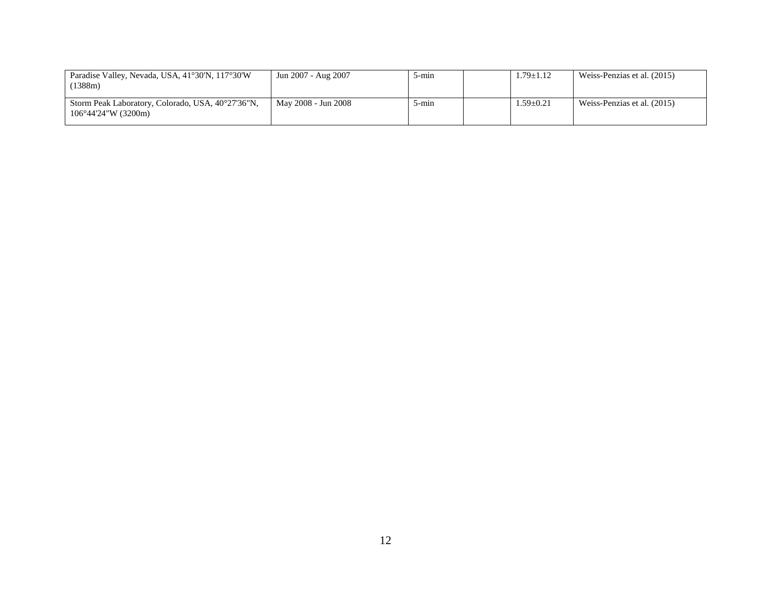| | | | | | |
|---|---|---|---|---|---|
| Paradise Valley, Nevada, USA, 41°30'N, 117°30'W (1388m) | Jun 2007 - Aug 2007 | 5-min | | 1.79±1.12 | Weiss-Penzias et al. (2015) |
| Storm Peak Laboratory, Colorado, USA, 40°27'36"N, 106°44'24"W (3200m) | May 2008 - Jun 2008 | 5-min | | 1.59±0.21 | Weiss-Penzias et al. (2015) |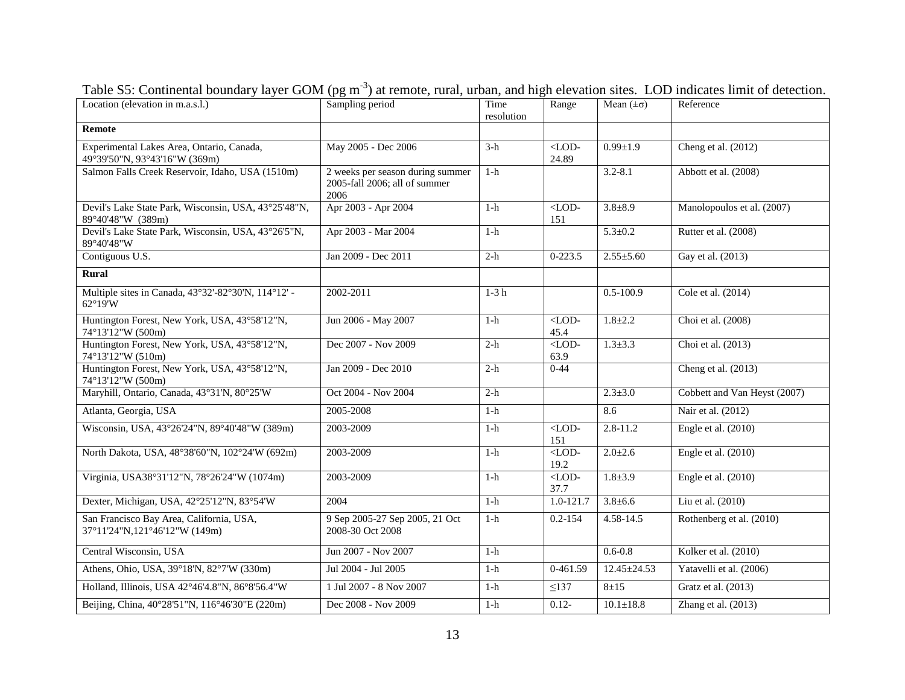Table S5: Continental boundary layer GOM (pg m$^{-3}$) at remote, rural, urban, and high elevation sites. LOD indicates limit of detection.

| Location (elevation in m.a.s.l.) | Sampling period | Time resolution | Range | Mean (±σ) | Reference |
|---|---|---|---|---|---|
| **Remote** | | | | | |
| Experimental Lakes Area, Ontario, Canada, 49°39'50"N, 93°43'16"W (369m) | May 2005 - Dec 2006 | 3-h | <LOD-24.89 | 0.99±1.9 | Cheng et al. (2012) |
| Salmon Falls Creek Reservoir, Idaho, USA (1510m) | 2 weeks per season during summer 2005-fall 2006; all of summer 2006 | 1-h | | 3.2-8.1 | Abbott et al. (2008) |
| Devil's Lake State Park, Wisconsin, USA, 43°25'48"N, 89°40'48"W (389m) | Apr 2003 - Apr 2004 | 1-h | <LOD-151 | 3.8±8.9 | Manolopoulos et al. (2007) |
| Devil's Lake State Park, Wisconsin, USA, 43°26'5"N, 89°40'48"W | Apr 2003 - Mar 2004 | 1-h | | 5.3±0.2 | Rutter et al. (2008) |
| Contiguous U.S. | Jan 2009 - Dec 2011 | 2-h | 0-223.5 | 2.55±5.60 | Gay et al. (2013) |
| **Rural** | | | | | |
| Multiple sites in Canada, 43°32'-82°30'N, 114°12' - 62°19'W | 2002-2011 | 1-3 h | | 0.5-100.9 | Cole et al. (2014) |
| Huntington Forest, New York, USA, 43°58'12"N, 74°13'12"W (500m) | Jun 2006 - May 2007 | 1-h | <LOD-45.4 | 1.8±2.2 | Choi et al. (2008) |
| Huntington Forest, New York, USA, 43°58'12"N, 74°13'12"W (510m) | Dec 2007 - Nov 2009 | 2-h | <LOD-63.9 | 1.3±3.3 | Choi et al. (2013) |
| Huntington Forest, New York, USA, 43°58'12"N, 74°13'12"W (500m) | Jan 2009 - Dec 2010 | 2-h | 0-44 | | Cheng et al. (2013) |
| Maryhill, Ontario, Canada, 43°31'N, 80°25'W | Oct 2004 - Nov 2004 | 2-h | | 2.3±3.0 | Cobbett and Van Heyst (2007) |
| Atlanta, Georgia, USA | 2005-2008 | 1-h | | 8.6 | Nair et al. (2012) |
| Wisconsin, USA, 43°26'24"N, 89°40'48"W (389m) | 2003-2009 | 1-h | <LOD-151 | 2.8-11.2 | Engle et al. (2010) |
| North Dakota, USA, 48°38'60"N, 102°24'W (692m) | 2003-2009 | 1-h | <LOD-19.2 | 2.0±2.6 | Engle et al. (2010) |
| Virginia, USA38°31'12"N, 78°26'24"W (1074m) | 2003-2009 | 1-h | <LOD-37.7 | 1.8±3.9 | Engle et al. (2010) |
| Dexter, Michigan, USA, 42°25'12"N, 83°54'W | 2004 | 1-h | 1.0-121.7 | 3.8±6.6 | Liu et al. (2010) |
| San Francisco Bay Area, California, USA, 37°11'24"N,121°46'12"W (149m) | 9 Sep 2005-27 Sep 2005, 21 Oct 2008-30 Oct 2008 | 1-h | 0.2-154 | 4.58-14.5 | Rothenberg et al. (2010) |
| Central Wisconsin, USA | Jun 2007 - Nov 2007 | 1-h | | 0.6-0.8 | Kolker et al. (2010) |
| Athens, Ohio, USA, 39°18'N, 82°7'W (330m) | Jul 2004 - Jul 2005 | 1-h | 0-461.59 | 12.45±24.53 | Yatavelli et al. (2006) |
| Holland, Illinois, USA 42°46'4.8"N, 86°8'56.4"W | 1 Jul 2007 - 8 Nov 2007 | 1-h | ≤137 | 8±15 | Gratz et al. (2013) |
| Beijing, China, 40°28'51"N, 116°46'30"E (220m) | Dec 2008 - Nov 2009 | 1-h | 0.12- | 10.1±18.8 | Zhang et al. (2013) |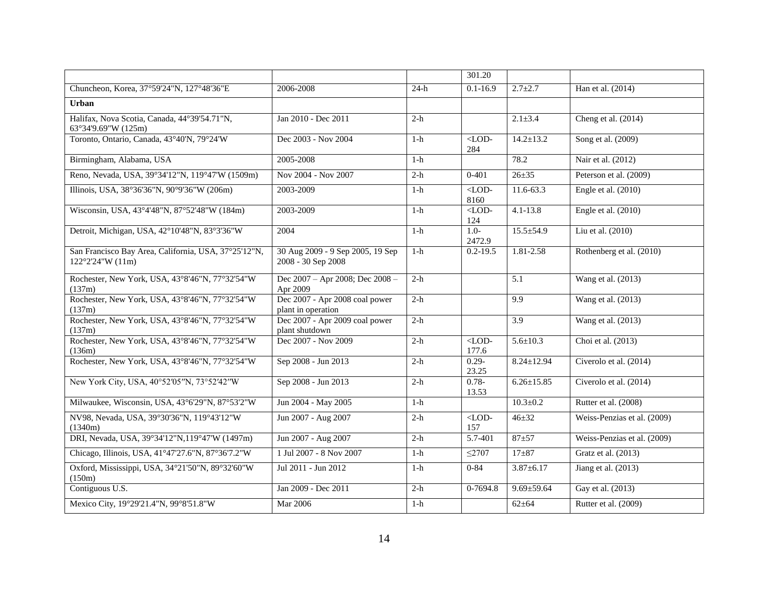|  |  |  | 301.20 |  |  |
| --- | --- | --- | --- | --- | --- |
| Chuncheon, Korea, 37°59'24"N, 127°48'36"E | 2006-2008 | 24-h | 0.1-16.9 | 2.7±2.7 | Han et al. (2014) |
| **Urban** |  |  |  |  |  |
| Halifax, Nova Scotia, Canada, 44°39'54.71"N, 63°34'9.69"W (125m) | Jan 2010 - Dec 2011 | 2-h |  | 2.1±3.4 | Cheng et al. (2014) |
| Toronto, Ontario, Canada, 43°40'N, 79°24'W | Dec 2003 - Nov 2004 | 1-h | <LOD-284 | 14.2±13.2 | Song et al. (2009) |
| Birmingham, Alabama, USA | 2005-2008 | 1-h |  | 78.2 | Nair et al. (2012) |
| Reno, Nevada, USA, 39°34'12"N, 119°47'W (1509m) | Nov 2004 - Nov 2007 | 2-h | 0-401 | 26±35 | Peterson et al. (2009) |
| Illinois, USA, 38°36'36"N, 90°9'36"W (206m) | 2003-2009 | 1-h | <LOD-8160 | 11.6-63.3 | Engle et al. (2010) |
| Wisconsin, USA, 43°4'48"N, 87°52'48"W (184m) | 2003-2009 | 1-h | <LOD-124 | 4.1-13.8 | Engle et al. (2010) |
| Detroit, Michigan, USA, 42°10'48"N, 83°3'36"W | 2004 | 1-h | 1.0-2472.9 | 15.5±54.9 | Liu et al. (2010) |
| San Francisco Bay Area, California, USA, 37°25'12"N, 122°2'24"W (11m) | 30 Aug 2009 - 9 Sep 2005, 19 Sep 2008 - 30 Sep 2008 | 1-h | 0.2-19.5 | 1.81-2.58 | Rothenberg et al. (2010) |
| Rochester, New York, USA, 43°8'46"N, 77°32'54"W (137m) | Dec 2007 – Apr 2008; Dec 2008 – Apr 2009 | 2-h |  | 5.1 | Wang et al. (2013) |
| Rochester, New York, USA, 43°8'46"N, 77°32'54"W (137m) | Dec 2007 - Apr 2008 coal power plant in operation | 2-h |  | 9.9 | Wang et al. (2013) |
| Rochester, New York, USA, 43°8'46"N, 77°32'54"W (137m) | Dec 2007 - Apr 2009 coal power plant shutdown | 2-h |  | 3.9 | Wang et al. (2013) |
| Rochester, New York, USA, 43°8'46"N, 77°32'54"W (136m) | Dec 2007 - Nov 2009 | 2-h | <LOD-177.6 | 5.6±10.3 | Choi et al. (2013) |
| Rochester, New York, USA, 43°8'46"N, 77°32'54"W | Sep 2008 - Jun 2013 | 2-h | 0.29-23.25 | 8.24±12.94 | Civerolo et al. (2014) |
| New York City, USA, 40°52′05″N, 73°52′42″W | Sep 2008 - Jun 2013 | 2-h | 0.78-13.53 | 6.26±15.85 | Civerolo et al. (2014) |
| Milwaukee, Wisconsin, USA, 43°6'29"N, 87°53'2"W | Jun 2004 - May 2005 | 1-h |  | 10.3±0.2 | Rutter et al. (2008) |
| NV98, Nevada, USA, 39°30'36"N, 119°43'12"W (1340m) | Jun 2007 - Aug 2007 | 2-h | <LOD-157 | 46±32 | Weiss-Penzias et al. (2009) |
| DRI, Nevada, USA, 39°34'12"N,119°47'W (1497m) | Jun 2007 - Aug 2007 | 2-h | 5.7-401 | 87±57 | Weiss-Penzias et al. (2009) |
| Chicago, Illinois, USA, 41°47'27.6"N, 87°36'7.2"W | 1 Jul 2007 - 8 Nov 2007 | 1-h | ≤2707 | 17±87 | Gratz et al. (2013) |
| Oxford, Mississippi, USA, 34°21'50"N, 89°32'60"W (150m) | Jul 2011 - Jun 2012 | 1-h | 0-84 | 3.87±6.17 | Jiang et al. (2013) |
| Contiguous U.S. | Jan 2009 - Dec 2011 | 2-h | 0-7694.8 | 9.69±59.64 | Gay et al. (2013) |
| Mexico City, 19°29'21.4"N, 99°8'51.8"W | Mar 2006 | 1-h |  | 62±64 | Rutter et al. (2009) |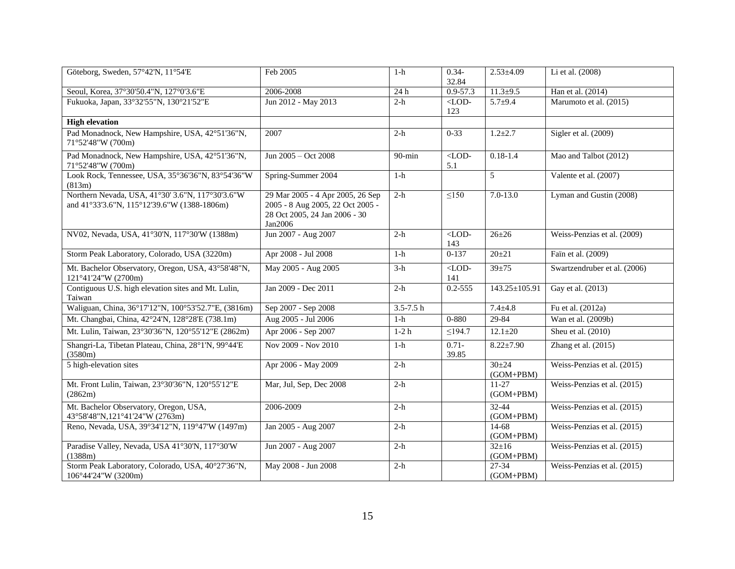| Göteborg, Sweden, 57°42'N, 11°54'E | Feb 2005 | 1-h | 0.34-32.84 | 2.53±4.09 | Li et al. (2008) |
|---|---|---|---|---|---|
| Seoul, Korea, 37°30'50.4"N, 127°0'3.6"E | 2006-2008 | 24 h | 0.9-57.3 | 11.3±9.5 | Han et al. (2014) |
| Fukuoka, Japan, 33°32'55"N, 130°21'52"E | Jun 2012 - May 2013 | 2-h | <LOD-123 | 5.7±9.4 | Marumoto et al. (2015) |
| **High elevation** | | | | | |
| Pad Monadnock, New Hampshire, USA, 42°51'36"N, 71°52'48"W (700m) | 2007 | 2-h | 0-33 | 1.2±2.7 | Sigler et al. (2009) |
| Pad Monadnock, New Hampshire, USA, 42°51'36"N, 71°52'48"W (700m) | Jun 2005 – Oct 2008 | 90-min | <LOD-5.1 | 0.18-1.4 | Mao and Talbot (2012) |
| Look Rock, Tennessee, USA, 35°36'36"N, 83°54'36"W (813m) | Spring-Summer 2004 | 1-h | | 5 | Valente et al. (2007) |
| Northern Nevada, USA, 41°30' 3.6"N, 117°30'3.6"W and 41°33'3.6"N, 115°12'39.6"W (1388-1806m) | 29 Mar 2005 - 4 Apr 2005, 26 Sep 2005 - 8 Aug 2005, 22 Oct 2005 - 28 Oct 2005, 24 Jan 2006 - 30 Jan2006 | 2-h | ≤150 | 7.0-13.0 | Lyman and Gustin (2008) |
| NV02, Nevada, USA, 41°30'N, 117°30'W (1388m) | Jun 2007 - Aug 2007 | 2-h | <LOD-143 | 26±26 | Weiss-Penzias et al. (2009) |
| Storm Peak Laboratory, Colorado, USA (3220m) | Apr 2008 - Jul 2008 | 1-h | 0-137 | 20±21 | Faïn et al. (2009) |
| Mt. Bachelor Observatory, Oregon, USA, 43°58'48"N, 121°41'24"W (2700m) | May 2005 - Aug 2005 | 3-h | <LOD-141 | 39±75 | Swartzendruber et al. (2006) |
| Contiguous U.S. high elevation sites and Mt. Lulin, Taiwan | Jan 2009 - Dec 2011 | 2-h | 0.2-555 | 143.25±105.91 | Gay et al. (2013) |
| Waliguan, China, 36°17'12"N, 100°53'52.7"E, (3816m) | Sep 2007 - Sep 2008 | 3.5-7.5 h | | 7.4±4.8 | Fu et al. (2012a) |
| Mt. Changbai, China, 42°24'N, 128°28'E (738.1m) | Aug 2005 - Jul 2006 | 1-h | 0-880 | 29-84 | Wan et al. (2009b) |
| Mt. Lulin, Taiwan, 23°30'36"N, 120°55'12"E (2862m) | Apr 2006 - Sep 2007 | 1-2 h | ≤194.7 | 12.1±20 | Sheu et al. (2010) |
| Shangri-La, Tibetan Plateau, China, 28°1'N, 99°44'E (3580m) | Nov 2009 - Nov 2010 | 1-h | 0.71-39.85 | 8.22±7.90 | Zhang et al. (2015) |
| 5 high-elevation sites | Apr 2006 - May 2009 | 2-h | | 30±24 (GOM+PBM) | Weiss-Penzias et al. (2015) |
| Mt. Front Lulin, Taiwan, 23°30'36"N, 120°55'12"E (2862m) | Mar, Jul, Sep, Dec 2008 | 2-h | | 11-27 (GOM+PBM) | Weiss-Penzias et al. (2015) |
| Mt. Bachelor Observatory, Oregon, USA, 43°58'48"N,121°41'24"W (2763m) | 2006-2009 | 2-h | | 32-44 (GOM+PBM) | Weiss-Penzias et al. (2015) |
| Reno, Nevada, USA, 39°34'12"N, 119°47'W (1497m) | Jan 2005 - Aug 2007 | 2-h | | 14-68 (GOM+PBM) | Weiss-Penzias et al. (2015) |
| Paradise Valley, Nevada, USA 41°30'N, 117°30'W (1388m) | Jun 2007 - Aug 2007 | 2-h | | 32±16 (GOM+PBM) | Weiss-Penzias et al. (2015) |
| Storm Peak Laboratory, Colorado, USA, 40°27'36"N, 106°44'24"W (3200m) | May 2008 - Jun 2008 | 2-h | | 27-34 (GOM+PBM) | Weiss-Penzias et al. (2015) |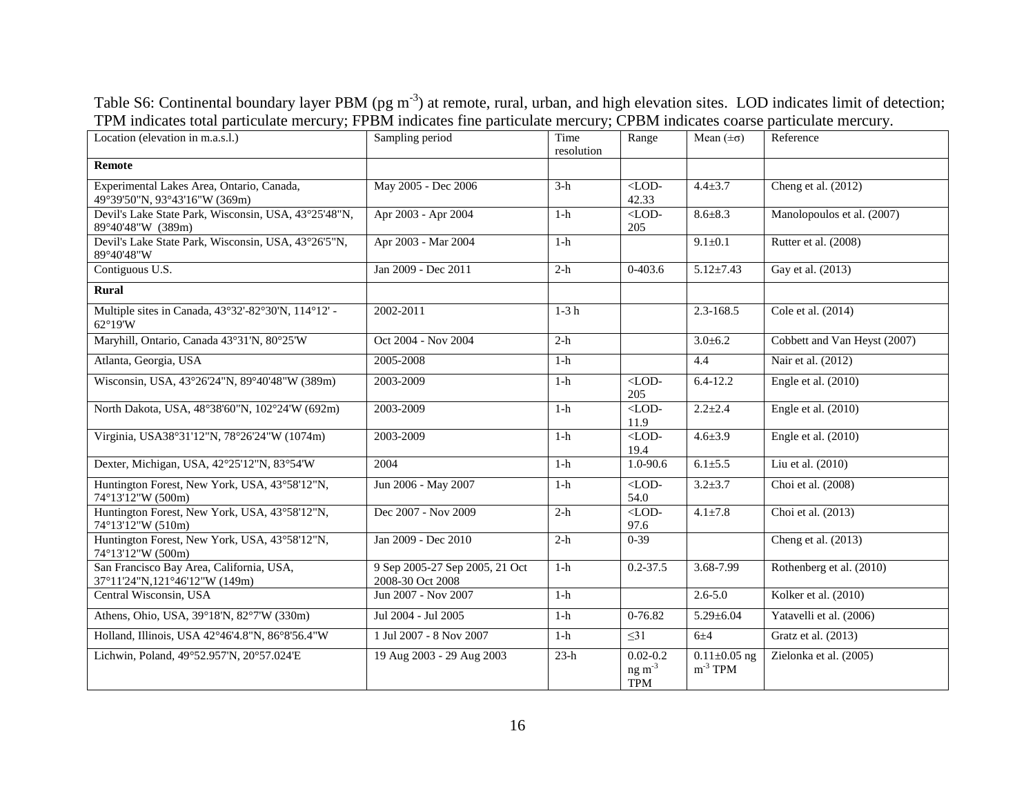Table S6: Continental boundary layer PBM (pg $m^{-3}$) at remote, rural, urban, and high elevation sites. LOD indicates limit of detection; TPM indicates total particulate mercury; FPBM indicates fine particulate mercury; CPBM indicates coarse particulate mercury.

| Location (elevation in m.a.s.l.) | Sampling period | Time resolution | Range | Mean (±σ) | Reference |
|---|---|---|---|---|---|
| **Remote** | | | | | |
| Experimental Lakes Area, Ontario, Canada, 49°39'50"N, 93°43'16"W (369m) | May 2005 - Dec 2006 | 3-h | <LOD-42.33 | 4.4±3.7 | Cheng et al. (2012) |
| Devil's Lake State Park, Wisconsin, USA, 43°25'48"N, 89°40'48"W (389m) | Apr 2003 - Apr 2004 | 1-h | <LOD-205 | 8.6±8.3 | Manolopoulos et al. (2007) |
| Devil's Lake State Park, Wisconsin, USA, 43°26'5"N, 89°40'48"W | Apr 2003 - Mar 2004 | 1-h | | 9.1±0.1 | Rutter et al. (2008) |
| Contiguous U.S. | Jan 2009 - Dec 2011 | 2-h | 0-403.6 | 5.12±7.43 | Gay et al. (2013) |
| **Rural** | | | | | |
| Multiple sites in Canada, 43°32'-82°30'N, 114°12' - 62°19'W | 2002-2011 | 1-3 h | | 2.3-168.5 | Cole et al. (2014) |
| Maryhill, Ontario, Canada 43°31'N, 80°25'W | Oct 2004 - Nov 2004 | 2-h | | 3.0±6.2 | Cobbett and Van Heyst (2007) |
| Atlanta, Georgia, USA | 2005-2008 | 1-h | | 4.4 | Nair et al. (2012) |
| Wisconsin, USA, 43°26'24"N, 89°40'48"W (389m) | 2003-2009 | 1-h | <LOD-205 | 6.4-12.2 | Engle et al. (2010) |
| North Dakota, USA, 48°38'60"N, 102°24'W (692m) | 2003-2009 | 1-h | <LOD-11.9 | 2.2±2.4 | Engle et al. (2010) |
| Virginia, USA38°31'12"N, 78°26'24"W (1074m) | 2003-2009 | 1-h | <LOD-19.4 | 4.6±3.9 | Engle et al. (2010) |
| Dexter, Michigan, USA, 42°25'12"N, 83°54'W | 2004 | 1-h | 1.0-90.6 | 6.1±5.5 | Liu et al. (2010) |
| Huntington Forest, New York, USA, 43°58'12"N, 74°13'12"W (500m) | Jun 2006 - May 2007 | 1-h | <LOD-54.0 | 3.2±3.7 | Choi et al. (2008) |
| Huntington Forest, New York, USA, 43°58'12"N, 74°13'12"W (510m) | Dec 2007 - Nov 2009 | 2-h | <LOD-97.6 | 4.1±7.8 | Choi et al. (2013) |
| Huntington Forest, New York, USA, 43°58'12"N, 74°13'12"W (500m) | Jan 2009 - Dec 2010 | 2-h | 0-39 | | Cheng et al. (2013) |
| San Francisco Bay Area, California, USA, 37°11'24"N,121°46'12"W (149m) | 9 Sep 2005-27 Sep 2005, 21 Oct 2008-30 Oct 2008 | 1-h | 0.2-37.5 | 3.68-7.99 | Rothenberg et al. (2010) |
| Central Wisconsin, USA | Jun 2007 - Nov 2007 | 1-h | | 2.6-5.0 | Kolker et al. (2010) |
| Athens, Ohio, USA, 39°18'N, 82°7'W (330m) | Jul 2004 - Jul 2005 | 1-h | 0-76.82 | 5.29±6.04 | Yatavelli et al. (2006) |
| Holland, Illinois, USA 42°46'4.8"N, 86°8'56.4"W | 1 Jul 2007 - 8 Nov 2007 | 1-h | ≤31 | 6±4 | Gratz et al. (2013) |
| Lichwin, Poland, 49°52.957'N, 20°57.024'E | 19 Aug 2003 - 29 Aug 2003 | 23-h | 0.02-0.2 ng $m^{-3}$ TPM | 0.11±0.05 ng $m^{-3}$ TPM | Zielonka et al. (2005) |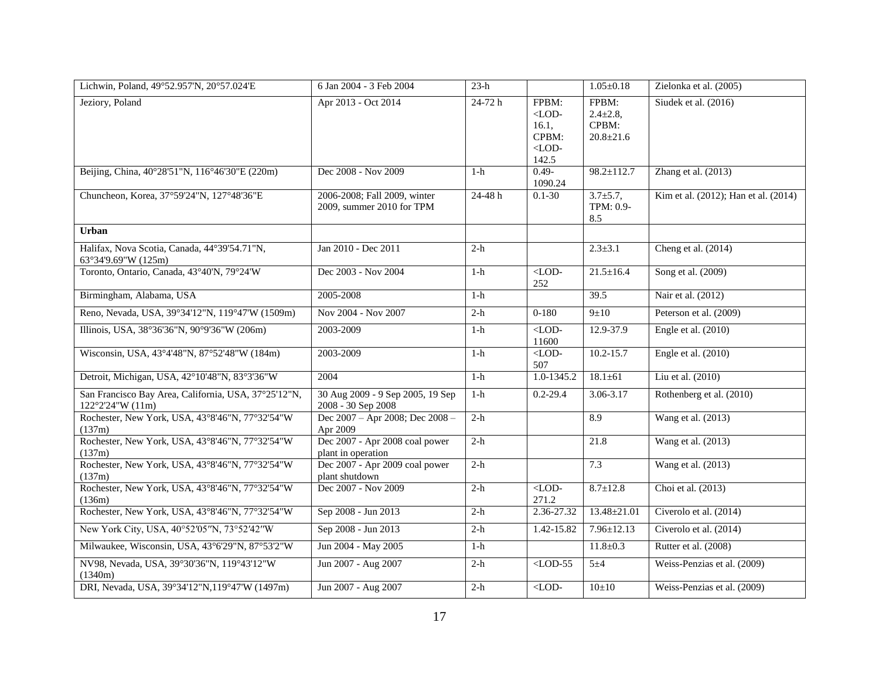| | | | | | |
|---|---|---|---|---|---|
| Lichwin, Poland, 49°52.957'N, 20°57.024'E | 6 Jan 2004 - 3 Feb 2004 | 23-h | | 1.05±0.18 | Zielonka et al. (2005) |
| Jeziory, Poland | Apr 2013 - Oct 2014 | 24-72 h | FPBM: <LOD-16.1, CPBM: <LOD-142.5 | FPBM: 2.4±2.8, CPBM: 20.8±21.6 | Siudek et al. (2016) |
| Beijing, China, 40°28'51"N, 116°46'30"E (220m) | Dec 2008 - Nov 2009 | 1-h | 0.49-1090.24 | 98.2±112.7 | Zhang et al. (2013) |
| Chuncheon, Korea, 37°59'24"N, 127°48'36"E | 2006-2008; Fall 2009, winter 2009, summer 2010 for TPM | 24-48 h | 0.1-30 | 3.7±5.7, TPM: 0.9-8.5 | Kim et al. (2012); Han et al. (2014) |
| **Urban** | | | | | |
| Halifax, Nova Scotia, Canada, 44°39'54.71"N, 63°34'9.69"W (125m) | Jan 2010 - Dec 2011 | 2-h | | 2.3±3.1 | Cheng et al. (2014) |
| Toronto, Ontario, Canada, 43°40'N, 79°24'W | Dec 2003 - Nov 2004 | 1-h | <LOD-252 | 21.5±16.4 | Song et al. (2009) |
| Birmingham, Alabama, USA | 2005-2008 | 1-h | | 39.5 | Nair et al. (2012) |
| Reno, Nevada, USA, 39°34'12"N, 119°47'W (1509m) | Nov 2004 - Nov 2007 | 2-h | 0-180 | 9±10 | Peterson et al. (2009) |
| Illinois, USA, 38°36'36"N, 90°9'36"W (206m) | 2003-2009 | 1-h | <LOD-11600 | 12.9-37.9 | Engle et al. (2010) |
| Wisconsin, USA, 43°4'48"N, 87°52'48"W (184m) | 2003-2009 | 1-h | <LOD-507 | 10.2-15.7 | Engle et al. (2010) |
| Detroit, Michigan, USA, 42°10'48"N, 83°3'36"W | 2004 | 1-h | 1.0-1345.2 | 18.1±61 | Liu et al. (2010) |
| San Francisco Bay Area, California, USA, 37°25'12"N, 122°2'24"W (11m) | 30 Aug 2009 - 9 Sep 2005, 19 Sep 2008 - 30 Sep 2008 | 1-h | 0.2-29.4 | 3.06-3.17 | Rothenberg et al. (2010) |
| Rochester, New York, USA, 43°8'46"N, 77°32'54"W (137m) | Dec 2007 – Apr 2008; Dec 2008 – Apr 2009 | 2-h | | 8.9 | Wang et al. (2013) |
| Rochester, New York, USA, 43°8'46"N, 77°32'54"W (137m) | Dec 2007 - Apr 2008 coal power plant in operation | 2-h | | 21.8 | Wang et al. (2013) |
| Rochester, New York, USA, 43°8'46"N, 77°32'54"W (137m) | Dec 2007 - Apr 2009 coal power plant shutdown | 2-h | | 7.3 | Wang et al. (2013) |
| Rochester, New York, USA, 43°8'46"N, 77°32'54"W (136m) | Dec 2007 - Nov 2009 | 2-h | <LOD-271.2 | 8.7±12.8 | Choi et al. (2013) |
| Rochester, New York, USA, 43°8'46"N, 77°32'54"W | Sep 2008 - Jun 2013 | 2-h | 2.36-27.32 | 13.48±21.01 | Civerolo et al. (2014) |
| New York City, USA, 40°52′05″N, 73°52′42″W | Sep 2008 - Jun 2013 | 2-h | 1.42-15.82 | 7.96±12.13 | Civerolo et al. (2014) |
| Milwaukee, Wisconsin, USA, 43°6'29"N, 87°53'2"W | Jun 2004 - May 2005 | 1-h | | 11.8±0.3 | Rutter et al. (2008) |
| NV98, Nevada, USA, 39°30'36"N, 119°43'12"W (1340m) | Jun 2007 - Aug 2007 | 2-h | <LOD-55 | 5±4 | Weiss-Penzias et al. (2009) |
| DRI, Nevada, USA, 39°34'12"N,119°47'W (1497m) | Jun 2007 - Aug 2007 | 2-h | <LOD- | 10±10 | Weiss-Penzias et al. (2009) |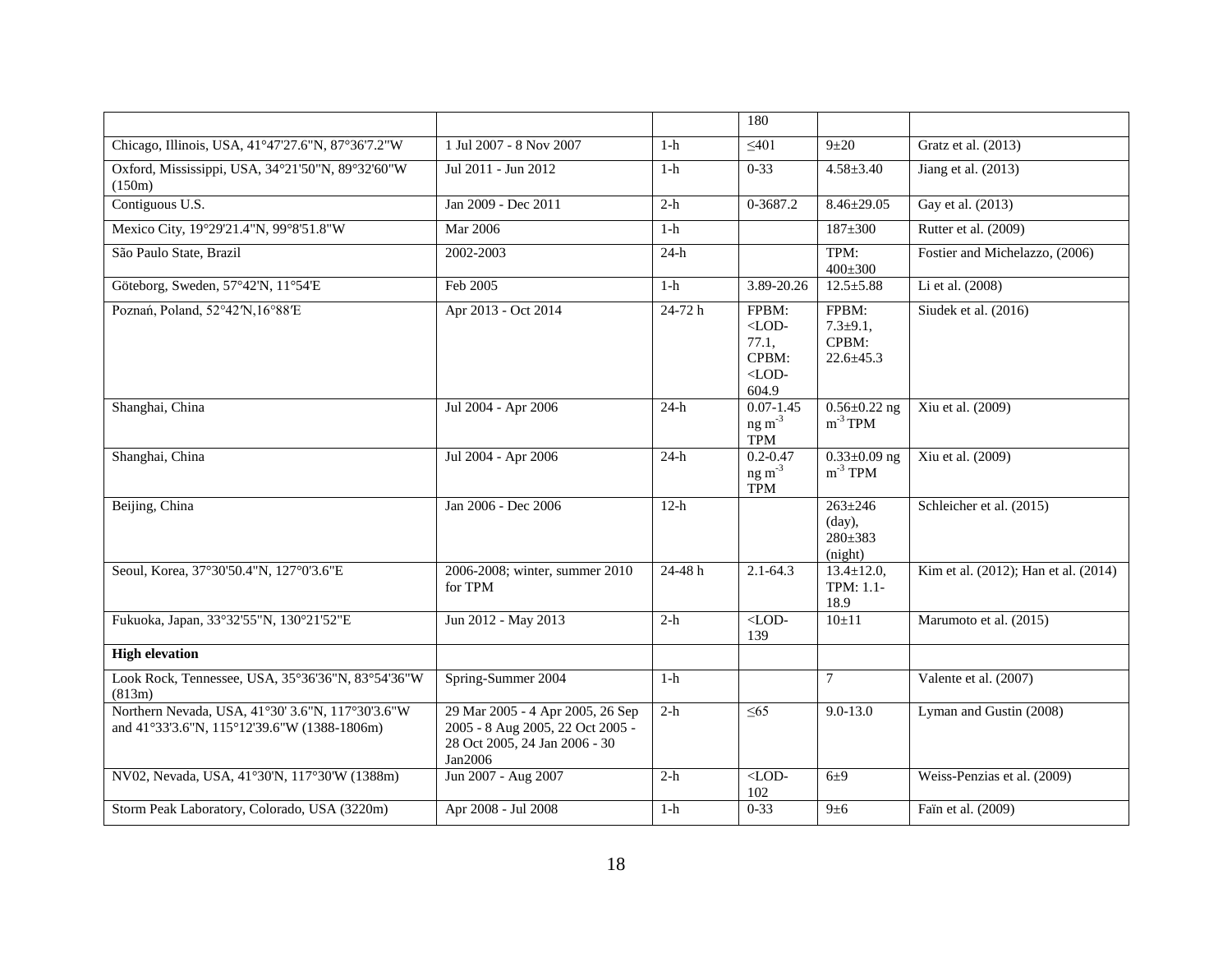| | | | 180 | | |
|---|---|---|---|---|---|
| Chicago, Illinois, USA, 41°47'27.6"N, 87°36'7.2"W | 1 Jul 2007 - 8 Nov 2007 | 1-h | ≤401 | 9±20 | Gratz et al. (2013) |
| Oxford, Mississippi, USA, 34°21'50"N, 89°32'60"W (150m) | Jul 2011 - Jun 2012 | 1-h | 0-33 | 4.58±3.40 | Jiang et al. (2013) |
| Contiguous U.S. | Jan 2009 - Dec 2011 | 2-h | 0-3687.2 | 8.46±29.05 | Gay et al. (2013) |
| Mexico City, 19°29'21.4"N, 99°8'51.8"W | Mar 2006 | 1-h | | 187±300 | Rutter et al. (2009) |
| São Paulo State, Brazil | 2002-2003 | 24-h | | TPM: 400±300 | Fostier and Michelazzo, (2006) |
| Göteborg, Sweden, 57°42'N, 11°54'E | Feb 2005 | 1-h | 3.89-20.26 | 12.5±5.88 | Li et al. (2008) |
| Poznań, Poland, 52°42′N,16°88′E | Apr 2013 - Oct 2014 | 24-72 h | FPBM: <LOD-77.1, CPBM: <LOD-604.9 | FPBM: 7.3±9.1, CPBM: 22.6±45.3 | Siudek et al. (2016) |
| Shanghai, China | Jul 2004 - Apr 2006 | 24-h | 0.07-1.45 ng $m^{-3}$ TPM | 0.56±0.22 ng $m^{-3}$ TPM | Xiu et al. (2009) |
| Shanghai, China | Jul 2004 - Apr 2006 | 24-h | 0.2-0.47 ng $m^{-3}$ TPM | 0.33±0.09 ng $m^{-3}$ TPM | Xiu et al. (2009) |
| Beijing, China | Jan 2006 - Dec 2006 | 12-h | | 263±246 (day), 280±383 (night) | Schleicher et al. (2015) |
| Seoul, Korea, 37°30'50.4"N, 127°0'3.6"E | 2006-2008; winter, summer 2010 for TPM | 24-48 h | 2.1-64.3 | 13.4±12.0, TPM: 1.1-18.9 | Kim et al. (2012); Han et al. (2014) |
| Fukuoka, Japan, 33°32'55"N, 130°21'52"E | Jun 2012 - May 2013 | 2-h | <LOD-139 | 10±11 | Marumoto et al. (2015) |
| **High elevation** | | | | | |
| Look Rock, Tennessee, USA, 35°36'36"N, 83°54'36"W (813m) | Spring-Summer 2004 | 1-h | | 7 | Valente et al. (2007) |
| Northern Nevada, USA, 41°30' 3.6"N, 117°30'3.6"W and 41°33'3.6"N, 115°12'39.6"W (1388-1806m) | 29 Mar 2005 - 4 Apr 2005, 26 Sep 2005 - 8 Aug 2005, 22 Oct 2005 - 28 Oct 2005, 24 Jan 2006 - 30 Jan2006 | 2-h | ≤65 | 9.0-13.0 | Lyman and Gustin (2008) |
| NV02, Nevada, USA, 41°30'N, 117°30'W (1388m) | Jun 2007 - Aug 2007 | 2-h | <LOD-102 | 6±9 | Weiss-Penzias et al. (2009) |
| Storm Peak Laboratory, Colorado, USA (3220m) | Apr 2008 - Jul 2008 | 1-h | 0-33 | 9±6 | Faïn et al. (2009) |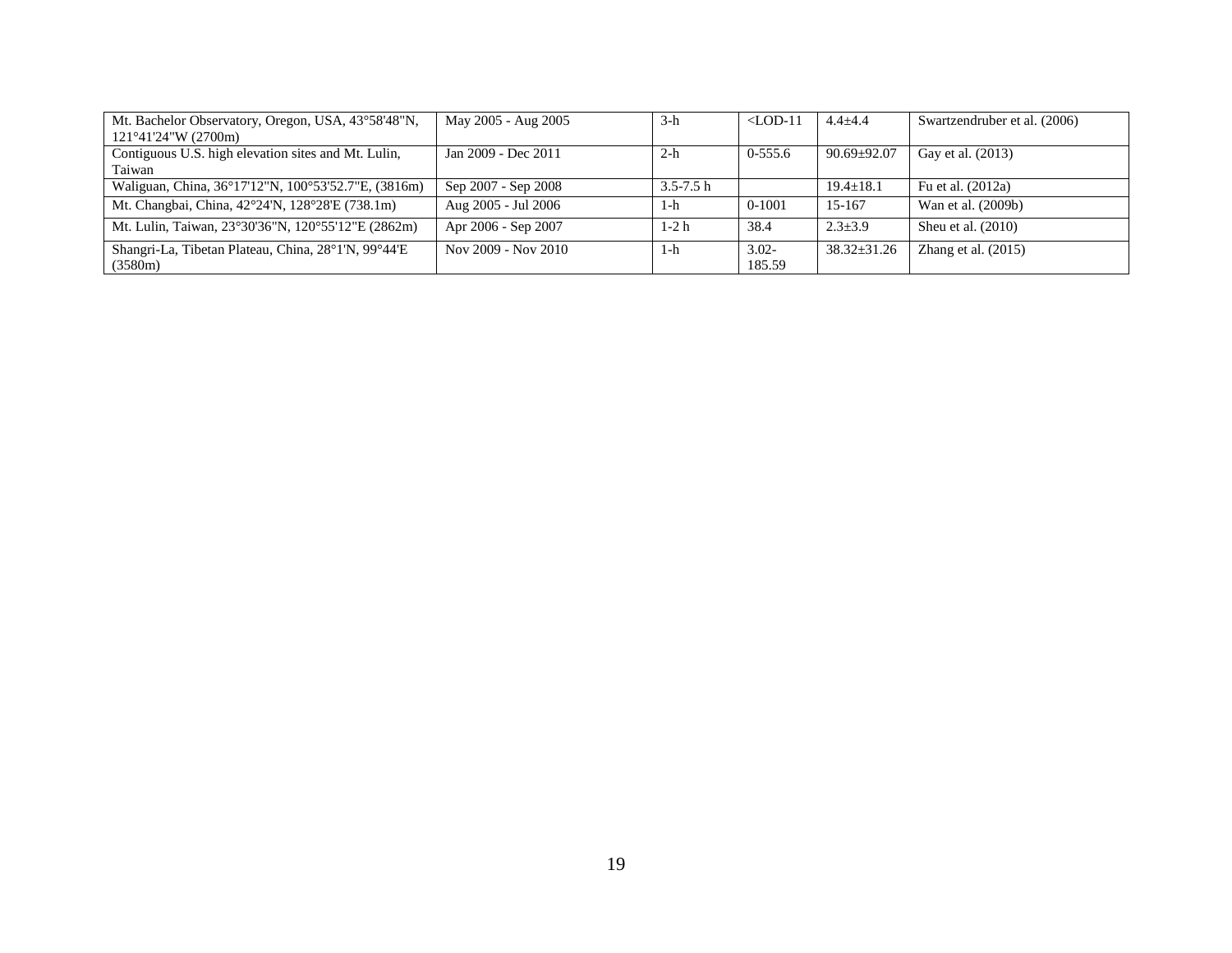| Mt. Bachelor Observatory, Oregon, USA, 43°58'48"N, 121°41'24"W (2700m) | May 2005 - Aug 2005 | 3-h | <LOD-11 | 4.4±4.4 | Swartzendruber et al. (2006) |
|---|---|---|---|---|---|
| Contiguous U.S. high elevation sites and Mt. Lulin, Taiwan | Jan 2009 - Dec 2011 | 2-h | 0-555.6 | 90.69±92.07 | Gay et al. (2013) |
| Waliguan, China, 36°17'12"N, 100°53'52.7"E, (3816m) | Sep 2007 - Sep 2008 | 3.5-7.5 h | | 19.4±18.1 | Fu et al. (2012a) |
| Mt. Changbai, China, 42°24'N, 128°28'E (738.1m) | Aug 2005 - Jul 2006 | 1-h | 0-1001 | 15-167 | Wan et al. (2009b) |
| Mt. Lulin, Taiwan, 23°30'36"N, 120°55'12"E (2862m) | Apr 2006 - Sep 2007 | 1-2 h | 38.4 | 2.3±3.9 | Sheu et al. (2010) |
| Shangri-La, Tibetan Plateau, China, 28°1'N, 99°44'E (3580m) | Nov 2009 - Nov 2010 | 1-h | 3.02-185.59 | 38.32±31.26 | Zhang et al. (2015) |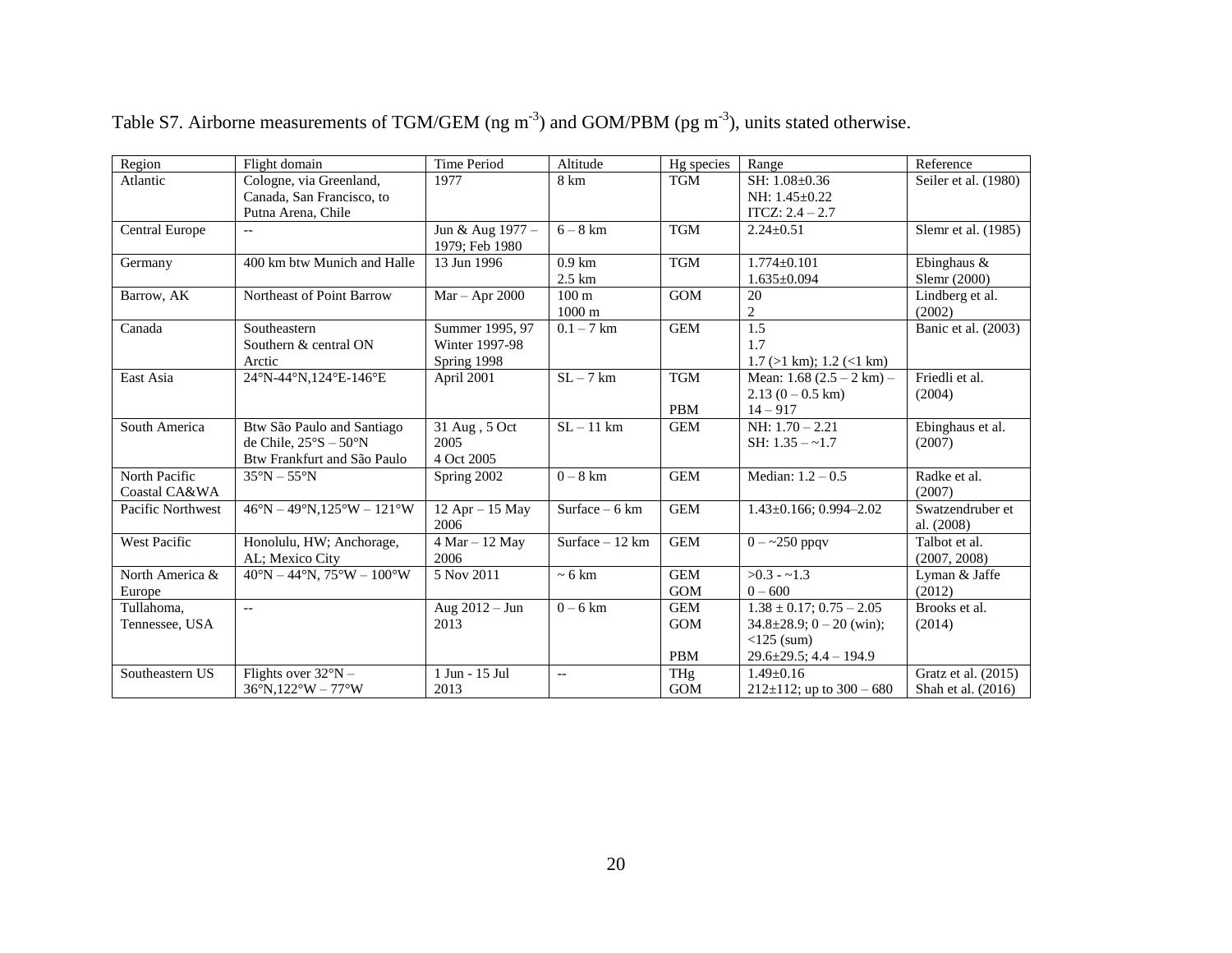Table S7. Airborne measurements of TGM/GEM (ng m$^{-3}$) and GOM/PBM (pg m$^{-3}$), units stated otherwise.

| Region | Flight domain | Time Period | Altitude | Hg species | Range | Reference |
|---|---|---|---|---|---|---|
| Atlantic | Cologne, via Greenland, Canada, San Francisco, to Putna Arena, Chile | 1977 | 8 km | TGM | SH: 1.08±0.36<br>NH: 1.45±0.22<br>ITCZ: 2.4 – 2.7 | Seiler et al. (1980) |
| Central Europe | -- | Jun & Aug 1977 – 1979; Feb 1980 | 6 – 8 km | TGM | 2.24±0.51 | Slemr et al. (1985) |
| Germany | 400 km btw Munich and Halle | 13 Jun 1996 | 0.9 km<br>2.5 km | TGM | 1.774±0.101<br>1.635±0.094 | Ebinghaus & Slemr (2000) |
| Barrow, AK | Northeast of Point Barrow | Mar – Apr 2000 | 100 m<br>1000 m | GOM | 20<br>2 | Lindberg et al. (2002) |
| Canada | Southeastern<br>Southern & central ON<br>Arctic | Summer 1995, 97<br>Winter 1997-98<br>Spring 1998 | 0.1 – 7 km | GEM | 1.5<br>1.7<br>1.7 (>1 km); 1.2 (<1 km) | Banic et al. (2003) |
| East Asia | 24°N-44°N,124°E-146°E | April 2001 | SL – 7 km | TGM<br><br>PBM | Mean: 1.68 (2.5 – 2 km) – 2.13 (0 – 0.5 km)<br>14 – 917 | Friedli et al. (2004) |
| South America | Btw São Paulo and Santiago de Chile, 25°S – 50°N<br>Btw Frankfurt and São Paulo | 31 Aug , 5 Oct 2005<br>4 Oct 2005 | SL – 11 km | GEM | NH: 1.70 – 2.21<br>SH: 1.35 – ~1.7 | Ebinghaus et al. (2007) |
| North Pacific Coastal CA&WA | 35°N – 55°N | Spring 2002 | 0 – 8 km | GEM | Median: 1.2 – 0.5 | Radke et al. (2007) |
| Pacific Northwest | 46°N – 49°N,125°W – 121°W | 12 Apr – 15 May 2006 | Surface – 6 km | GEM | 1.43±0.166; 0.994–2.02 | Swatzendruber et al. (2008) |
| West Pacific | Honolulu, HW; Anchorage, AL; Mexico City | 4 Mar – 12 May 2006 | Surface – 12 km | GEM | 0 – ~250 ppqv | Talbot et al. (2007, 2008) |
| North America & Europe | 40°N – 44°N, 75°W – 100°W | 5 Nov 2011 | ~ 6 km | GEM<br>GOM | >0.3 - ~1.3<br>0 – 600 | Lyman & Jaffe (2012) |
| Tullahoma, Tennessee, USA | -- | Aug 2012 – Jun 2013 | 0 – 6 km | GEM<br>GOM<br><br>PBM | 1.38 ± 0.17; 0.75 – 2.05<br>34.8±28.9; 0 – 20 (win); <125 (sum)<br>29.6±29.5; 4.4 – 194.9 | Brooks et al. (2014) |
| Southeastern US | Flights over 32°N – 36°N,122°W – 77°W | 1 Jun - 15 Jul 2013 | -- | THg<br>GOM | 1.49±0.16<br>212±112; up to 300 – 680 | Gratz et al. (2015)<br>Shah et al. (2016) |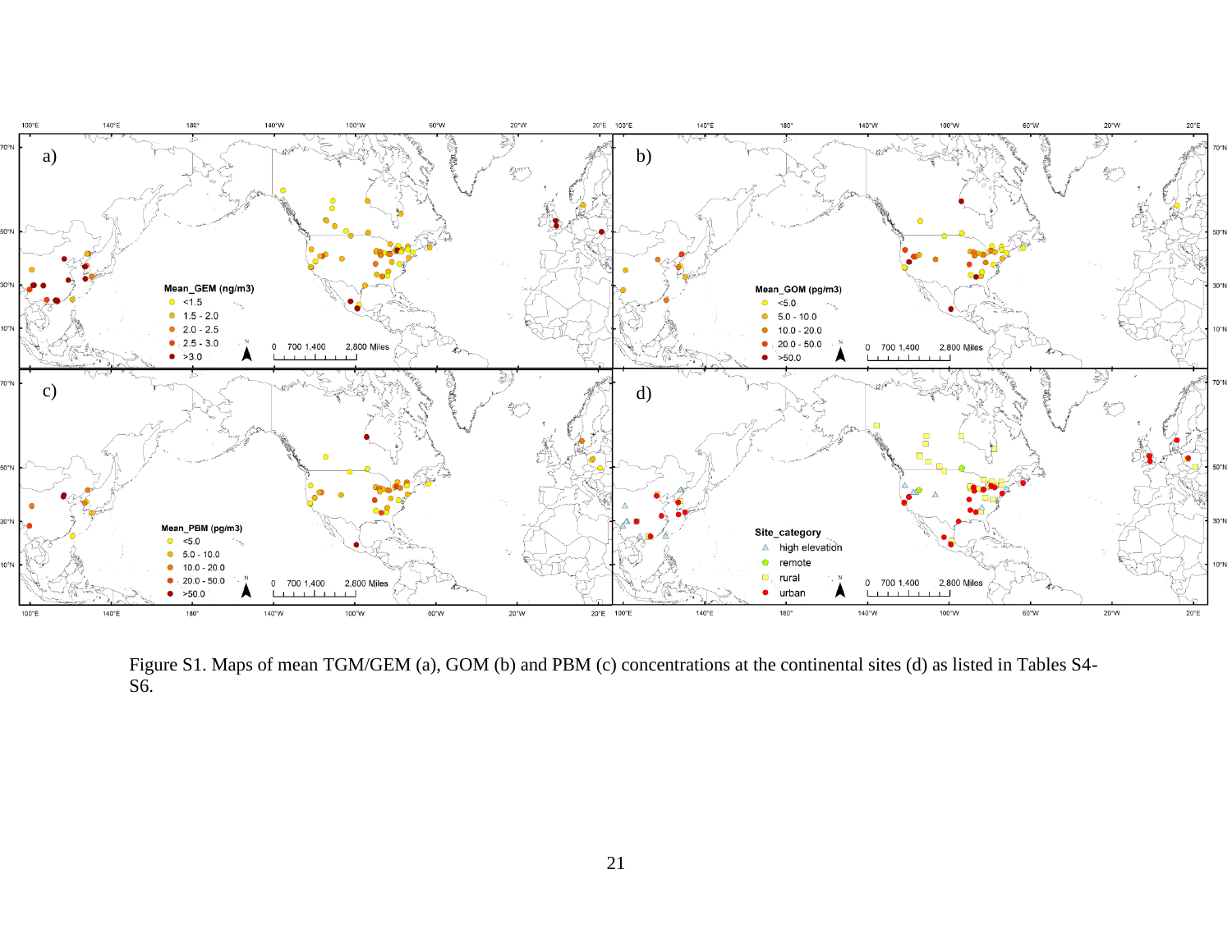Figure S1. Maps of mean TGM/GEM (a), GOM (b) and PBM (c) concentrations at the continental sites (d) as listed in Tables S4-S6.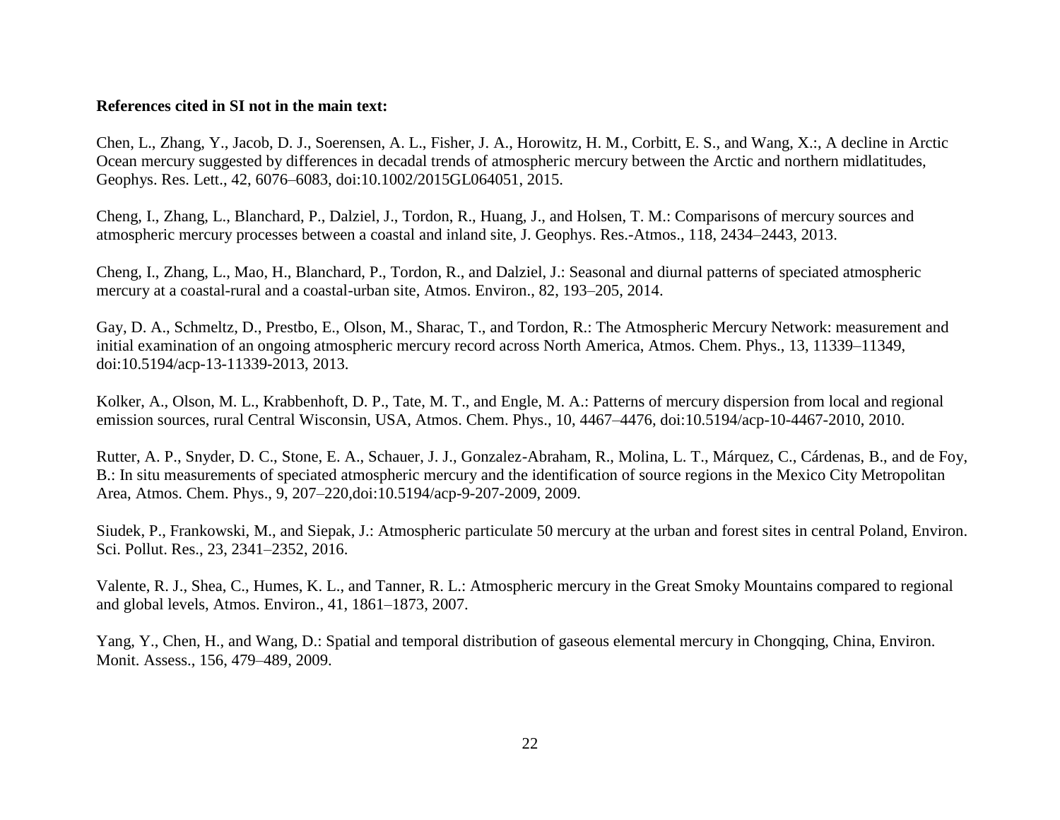**References cited in SI not in the main text:**

Chen, L., Zhang, Y., Jacob, D. J., Soerensen, A. L., Fisher, J. A., Horowitz, H. M., Corbitt, E. S., and Wang, X.:, A decline in Arctic Ocean mercury suggested by differences in decadal trends of atmospheric mercury between the Arctic and northern midlatitudes, Geophys. Res. Lett., 42, 6076–6083, doi:10.1002/2015GL064051, 2015.

Cheng, I., Zhang, L., Blanchard, P., Dalziel, J., Tordon, R., Huang, J., and Holsen, T. M.: Comparisons of mercury sources and atmospheric mercury processes between a coastal and inland site, J. Geophys. Res.-Atmos., 118, 2434–2443, 2013.

Cheng, I., Zhang, L., Mao, H., Blanchard, P., Tordon, R., and Dalziel, J.: Seasonal and diurnal patterns of speciated atmospheric mercury at a coastal-rural and a coastal-urban site, Atmos. Environ., 82, 193–205, 2014.

Gay, D. A., Schmeltz, D., Prestbo, E., Olson, M., Sharac, T., and Tordon, R.: The Atmospheric Mercury Network: measurement and initial examination of an ongoing atmospheric mercury record across North America, Atmos. Chem. Phys., 13, 11339–11349, doi:10.5194/acp-13-11339-2013, 2013.

Kolker, A., Olson, M. L., Krabbenhoft, D. P., Tate, M. T., and Engle, M. A.: Patterns of mercury dispersion from local and regional emission sources, rural Central Wisconsin, USA, Atmos. Chem. Phys., 10, 4467–4476, doi:10.5194/acp-10-4467-2010, 2010.

Rutter, A. P., Snyder, D. C., Stone, E. A., Schauer, J. J., Gonzalez-Abraham, R., Molina, L. T., Márquez, C., Cárdenas, B., and de Foy, B.: In situ measurements of speciated atmospheric mercury and the identification of source regions in the Mexico City Metropolitan Area, Atmos. Chem. Phys., 9, 207–220,doi:10.5194/acp-9-207-2009, 2009.

Siudek, P., Frankowski, M., and Siepak, J.: Atmospheric particulate 50 mercury at the urban and forest sites in central Poland, Environ. Sci. Pollut. Res., 23, 2341–2352, 2016.

Valente, R. J., Shea, C., Humes, K. L., and Tanner, R. L.: Atmospheric mercury in the Great Smoky Mountains compared to regional and global levels, Atmos. Environ., 41, 1861–1873, 2007.

Yang, Y., Chen, H., and Wang, D.: Spatial and temporal distribution of gaseous elemental mercury in Chongqing, China, Environ. Monit. Assess., 156, 479–489, 2009.